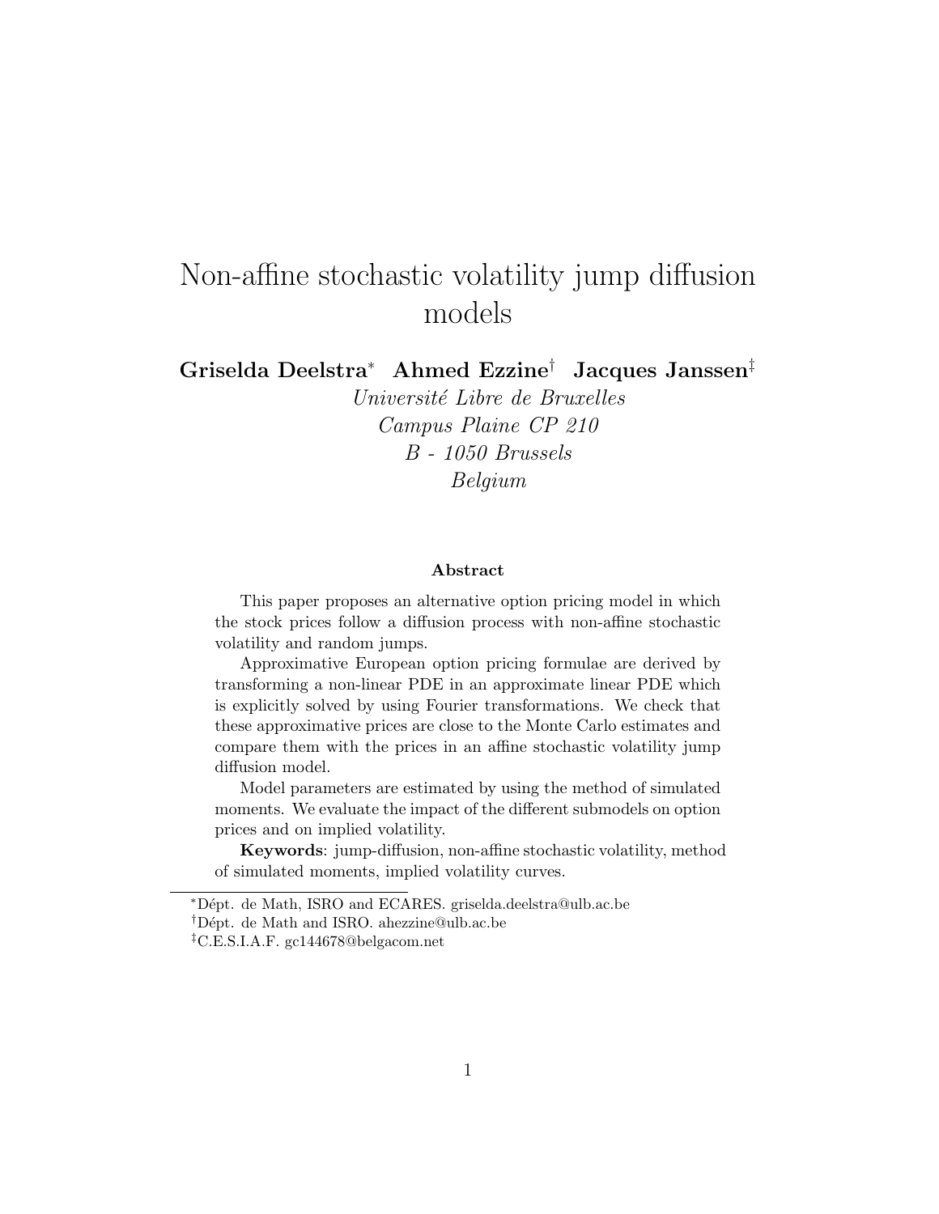# Non-affine stochastic volatility jump diffusion models

**Griselda Deelstra**[*] **Ahmed Ezzine**[†] **Jacques Janssen**[‡]

*Université Libre de Bruxelles*
*Campus Plaine CP 210*
*B - 1050 Brussels*
*Belgium*

### Abstract

This paper proposes an alternative option pricing model in which the stock prices follow a diffusion process with non-affine stochastic volatility and random jumps.

Approximative European option pricing formulae are derived by transforming a non-linear PDE in an approximate linear PDE which is explicitly solved by using Fourier transformations. We check that these approximative prices are close to the Monte Carlo estimates and compare them with the prices in an affine stochastic volatility jump diffusion model.

Model parameters are estimated by using the method of simulated moments. We evaluate the impact of the different submodels on option prices and on implied volatility.

**Keywords**: jump-diffusion, non-affine stochastic volatility, method of simulated moments, implied volatility curves.

---

[*] Dépt. de Math, ISRO and ECARES. griselda.deelstra@ulb.ac.be

[†] Dépt. de Math and ISRO. ahezzine@ulb.ac.be

[‡] C.E.S.I.A.F. gc144678@belgacom.net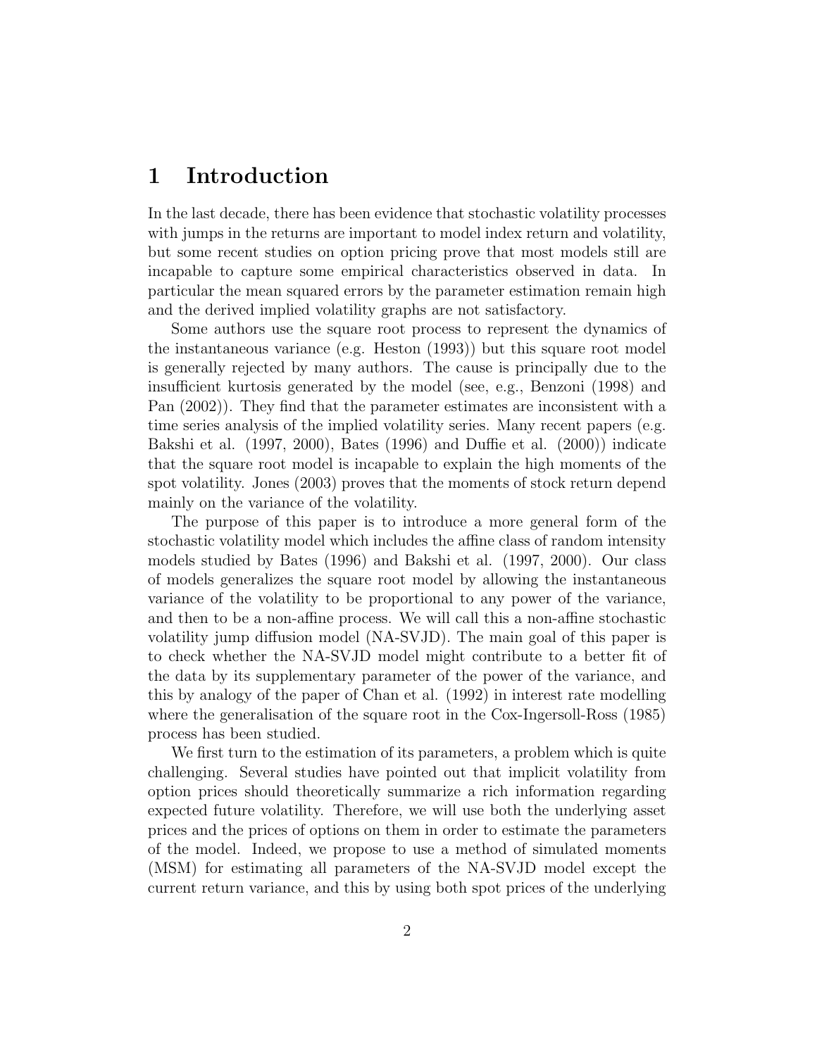# 1 Introduction

In the last decade, there has been evidence that stochastic volatility processes with jumps in the returns are important to model index return and volatility, but some recent studies on option pricing prove that most models still are incapable to capture some empirical characteristics observed in data. In particular the mean squared errors by the parameter estimation remain high and the derived implied volatility graphs are not satisfactory.

Some authors use the square root process to represent the dynamics of the instantaneous variance (e.g. Heston (1993)) but this square root model is generally rejected by many authors. The cause is principally due to the insufficient kurtosis generated by the model (see, e.g., Benzoni (1998) and Pan (2002)). They find that the parameter estimates are inconsistent with a time series analysis of the implied volatility series. Many recent papers (e.g. Bakshi et al. (1997, 2000), Bates (1996) and Duffie et al. (2000)) indicate that the square root model is incapable to explain the high moments of the spot volatility. Jones (2003) proves that the moments of stock return depend mainly on the variance of the volatility.

The purpose of this paper is to introduce a more general form of the stochastic volatility model which includes the affine class of random intensity models studied by Bates (1996) and Bakshi et al. (1997, 2000). Our class of models generalizes the square root model by allowing the instantaneous variance of the volatility to be proportional to any power of the variance, and then to be a non-affine process. We will call this a non-affine stochastic volatility jump diffusion model (NA-SVJD). The main goal of this paper is to check whether the NA-SVJD model might contribute to a better fit of the data by its supplementary parameter of the power of the variance, and this by analogy of the paper of Chan et al. (1992) in interest rate modelling where the generalisation of the square root in the Cox-Ingersoll-Ross (1985) process has been studied.

We first turn to the estimation of its parameters, a problem which is quite challenging. Several studies have pointed out that implicit volatility from option prices should theoretically summarize a rich information regarding expected future volatility. Therefore, we will use both the underlying asset prices and the prices of options on them in order to estimate the parameters of the model. Indeed, we propose to use a method of simulated moments (MSM) for estimating all parameters of the NA-SVJD model except the current return variance, and this by using both spot prices of the underlying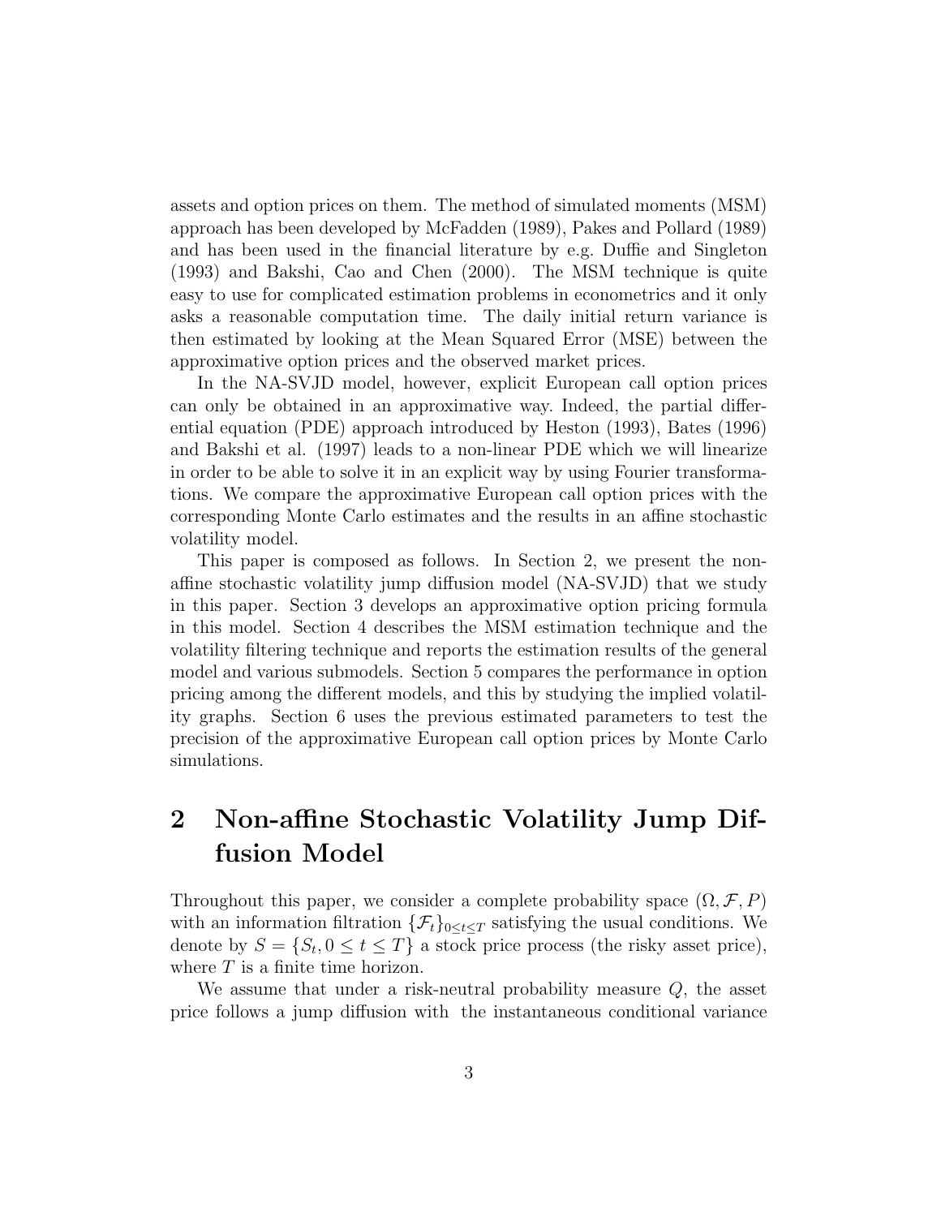assets and option prices on them. The method of simulated moments (MSM) approach has been developed by McFadden (1989), Pakes and Pollard (1989) and has been used in the financial literature by e.g. Duffie and Singleton (1993) and Bakshi, Cao and Chen (2000). The MSM technique is quite easy to use for complicated estimation problems in econometrics and it only asks a reasonable computation time. The daily initial return variance is then estimated by looking at the Mean Squared Error (MSE) between the approximative option prices and the observed market prices.

In the NA-SVJD model, however, explicit European call option prices can only be obtained in an approximative way. Indeed, the partial differential equation (PDE) approach introduced by Heston (1993), Bates (1996) and Bakshi et al. (1997) leads to a non-linear PDE which we will linearize in order to be able to solve it in an explicit way by using Fourier transformations. We compare the approximative European call option prices with the corresponding Monte Carlo estimates and the results in an affine stochastic volatility model.

This paper is composed as follows. In Section 2, we present the non-affine stochastic volatility jump diffusion model (NA-SVJD) that we study in this paper. Section 3 develops an approximative option pricing formula in this model. Section 4 describes the MSM estimation technique and the volatility filtering technique and reports the estimation results of the general model and various submodels. Section 5 compares the performance in option pricing among the different models, and this by studying the implied volatility graphs. Section 6 uses the previous estimated parameters to test the precision of the approximative European call option prices by Monte Carlo simulations.

# 2 Non-affine Stochastic Volatility Jump Diffusion Model

Throughout this paper, we consider a complete probability space $(\Omega, \mathcal{F}, P)$ with an information filtration $\{\mathcal{F}_t\}_{0 \leq t \leq T}$ satisfying the usual conditions. We denote by $S = \{S_t, 0 \leq t \leq T\}$ a stock price process (the risky asset price), where $T$ is a finite time horizon.

We assume that under a risk-neutral probability measure $Q$, the asset price follows a jump diffusion with the instantaneous conditional variance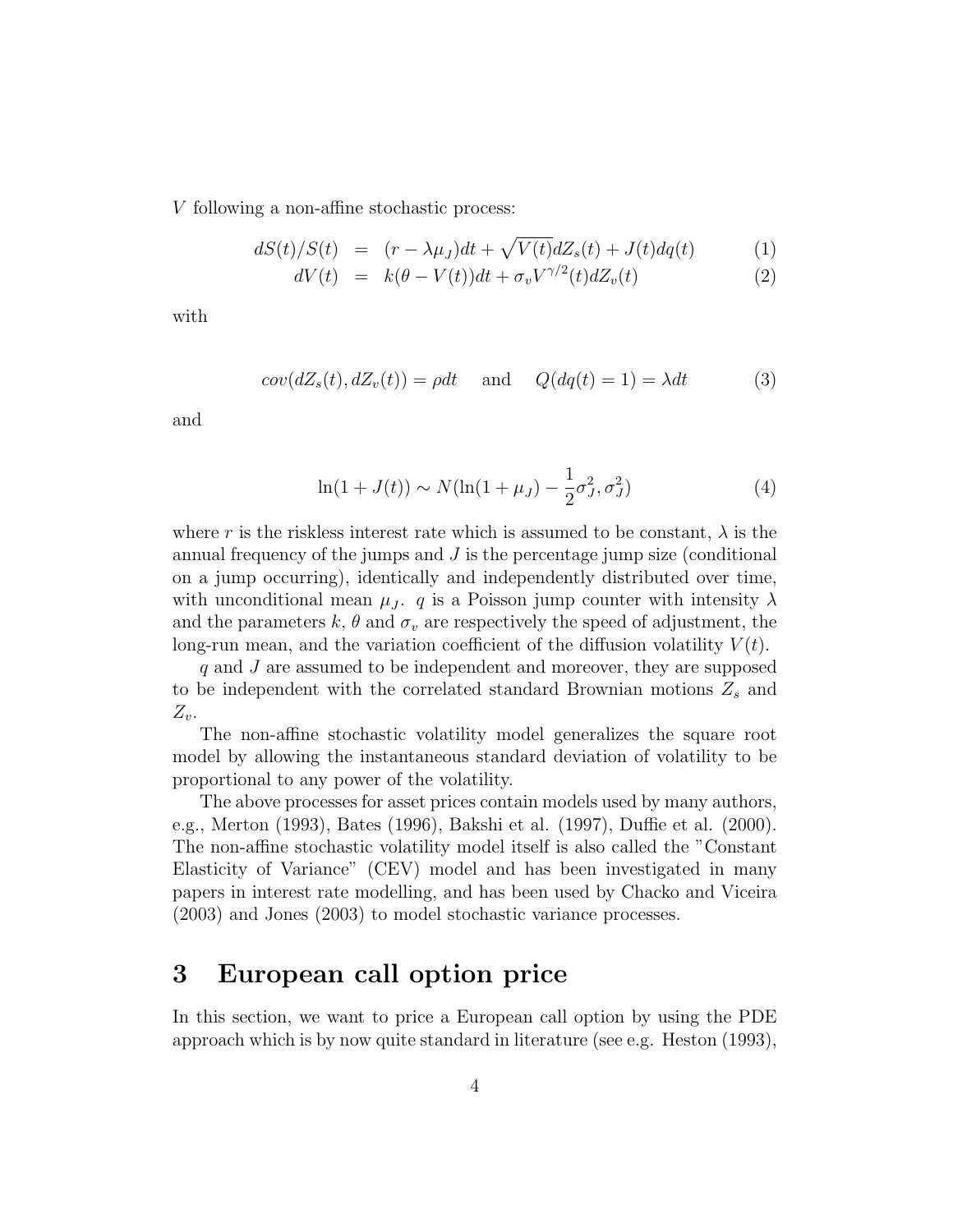$V$ following a non-affine stochastic process:

$$
\begin{aligned}
dS(t)/S(t) &= (r - \lambda\mu_J)dt + \sqrt{V(t)}dZ_s(t) + J(t)dq(t) \qquad (1)\\
dV(t) &= k(\theta - V(t))dt + \sigma_v V^{\gamma/2}(t)dZ_v(t) \qquad (2)
\end{aligned}
$$

with

$$
cov(dZ_s(t), dZ_v(t)) = \rho dt \quad \text{and} \quad Q(dq(t) = 1) = \lambda dt \qquad (3)
$$

and

$$
\ln(1 + J(t)) \sim N(\ln(1 + \mu_J) - \frac{1}{2}\sigma_J^2, \sigma_J^2) \qquad (4)
$$

where $r$ is the riskless interest rate which is assumed to be constant, $\lambda$ is the annual frequency of the jumps and $J$ is the percentage jump size (conditional on a jump occurring), identically and independently distributed over time, with unconditional mean $\mu_J$. $q$ is a Poisson jump counter with intensity $\lambda$ and the parameters $k$, $\theta$ and $\sigma_v$ are respectively the speed of adjustment, the long-run mean, and the variation coefficient of the diffusion volatility $V(t)$.

$q$ and $J$ are assumed to be independent and moreover, they are supposed to be independent with the correlated standard Brownian motions $Z_s$ and $Z_v$.

The non-affine stochastic volatility model generalizes the square root model by allowing the instantaneous standard deviation of volatility to be proportional to any power of the volatility.

The above processes for asset prices contain models used by many authors, e.g., Merton (1993), Bates (1996), Bakshi et al. (1997), Duffie et al. (2000). The non-affine stochastic volatility model itself is also called the "Constant Elasticity of Variance" (CEV) model and has been investigated in many papers in interest rate modelling, and has been used by Chacko and Viceira (2003) and Jones (2003) to model stochastic variance processes.

# 3 European call option price

In this section, we want to price a European call option by using the PDE approach which is by now quite standard in literature (see e.g. Heston (1993),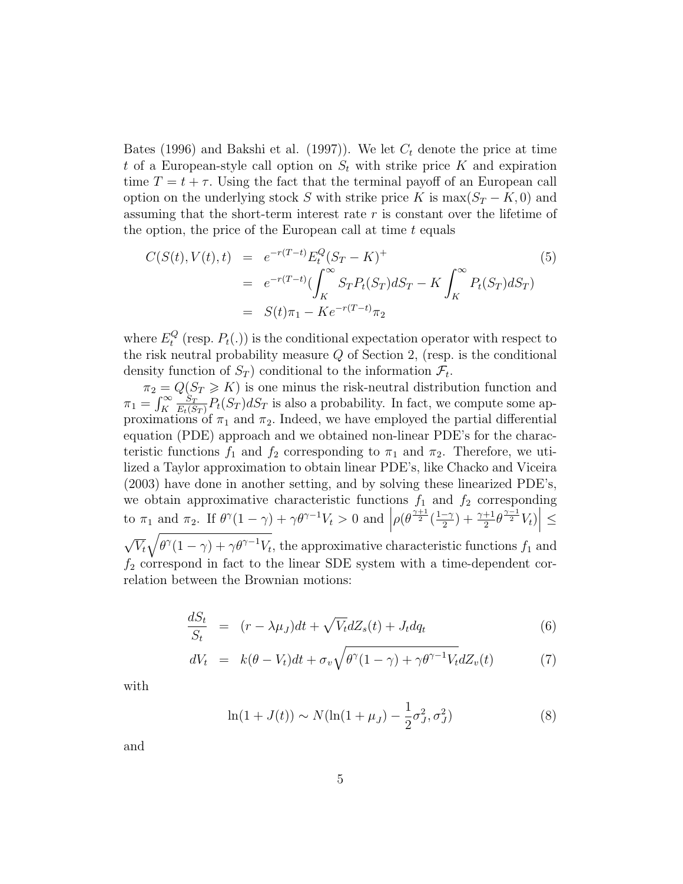Bates (1996) and Bakshi et al. (1997)). We let $C_t$ denote the price at time $t$ of a European-style call option on $S_t$ with strike price $K$ and expiration time $T = t + \tau$. Using the fact that the terminal payoff of an European call option on the underlying stock $S$ with strike price $K$ is $\max(S_T - K, 0)$ and assuming that the short-term interest rate $r$ is constant over the lifetime of the option, the price of the European call at time $t$ equals

$$
\begin{aligned}
C(S(t), V(t), t) &= e^{-r(T-t)} E_t^Q (S_T - K)^+ \\
&= e^{-r(T-t)} \left( \int_K^{\infty} S_T P_t(S_T) dS_T - K \int_K^{\infty} P_t(S_T) dS_T \right) \\
&= S(t)\pi_1 - K e^{-r(T-t)} \pi_2
\end{aligned}
\tag{5}
$$

where $E_t^Q$ (resp. $P_t(.)$) is the conditional expectation operator with respect to the risk neutral probability measure $Q$ of Section 2, (resp. is the conditional density function of $S_T$) conditional to the information $\mathcal{F}_t$.

$\pi_2 = Q(S_T \geqslant K)$ is one minus the risk-neutral distribution function and $\pi_1 = \int_K^{\infty} \frac{S_T}{E_t(S_T)} P_t(S_T) dS_T$ is also a probability. In fact, we compute some approximations of $\pi_1$ and $\pi_2$. Indeed, we have employed the partial differential equation (PDE) approach and we obtained non-linear PDE's for the characteristic functions $f_1$ and $f_2$ corresponding to $\pi_1$ and $\pi_2$. Therefore, we utilized a Taylor approximation to obtain linear PDE's, like Chacko and Viceira (2003) have done in another setting, and by solving these linearized PDE's, we obtain approximative characteristic functions $f_1$ and $f_2$ corresponding to $\pi_1$ and $\pi_2$. If $\theta^{\gamma}(1-\gamma) + \gamma\theta^{\gamma-1}V_t > 0$ and $\left| \rho(\theta^{\frac{\gamma+1}{2}}(\frac{1-\gamma}{2}) + \frac{\gamma+1}{2}\theta^{\frac{\gamma-1}{2}}V_t) \right| \leq \sqrt{V_t}\sqrt{\theta^{\gamma}(1-\gamma) + \gamma\theta^{\gamma-1}V_t}$, the approximative characteristic functions $f_1$ and $f_2$ correspond in fact to the linear SDE system with a time-dependent correlation between the Brownian motions:

$$
\frac{dS_t}{S_t} = (r - \lambda\mu_J)dt + \sqrt{V_t} dZ_s(t) + J_t dq_t \tag{6}
$$

$$
dV_t = k(\theta - V_t)dt + \sigma_v \sqrt{\theta^{\gamma}(1-\gamma) + \gamma\theta^{\gamma-1}V_t} dZ_v(t) \tag{7}
$$

with

$$
\ln(1 + J(t)) \sim N(\ln(1 + \mu_J) - \frac{1}{2}\sigma_J^2, \sigma_J^2) \tag{8}
$$

and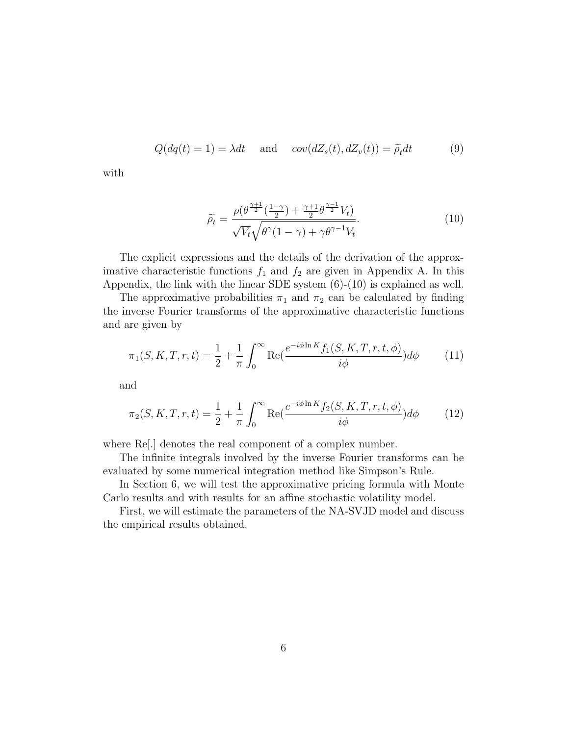$$Q(dq(t) = 1) = \lambda dt \quad \text{and} \quad cov(dZ_s(t), dZ_v(t)) = \widetilde{\rho}_t dt \tag{9}$$

with

$$\widetilde{\rho}_t = \frac{\rho(\theta^{\frac{\gamma+1}{2}}(\frac{1-\gamma}{2}) + \frac{\gamma+1}{2}\theta^{\frac{\gamma-1}{2}}V_t)}{\sqrt{V_t}\sqrt{\theta^{\gamma}(1-\gamma) + \gamma\theta^{\gamma-1}V_t}}. \tag{10}$$

The explicit expressions and the details of the derivation of the approximative characteristic functions $f_1$ and $f_2$ are given in Appendix A. In this Appendix, the link with the linear SDE system (6)-(10) is explained as well.

The approximative probabilities $\pi_1$ and $\pi_2$ can be calculated by finding the inverse Fourier transforms of the approximative characteristic functions and are given by

$$\pi_1(S, K, T, r, t) = \frac{1}{2} + \frac{1}{\pi}\int_0^{\infty} \text{Re}(\frac{e^{-i\phi \ln K} f_1(S, K, T, r, t, \phi)}{i\phi})d\phi \tag{11}$$

and

$$\pi_2(S, K, T, r, t) = \frac{1}{2} + \frac{1}{\pi}\int_0^{\infty} \text{Re}(\frac{e^{-i\phi \ln K} f_2(S, K, T, r, t, \phi)}{i\phi})d\phi \tag{12}$$

where Re[.] denotes the real component of a complex number.

The infinite integrals involved by the inverse Fourier transforms can be evaluated by some numerical integration method like Simpson's Rule.

In Section 6, we will test the approximative pricing formula with Monte Carlo results and with results for an affine stochastic volatility model.

First, we will estimate the parameters of the NA-SVJD model and discuss the empirical results obtained.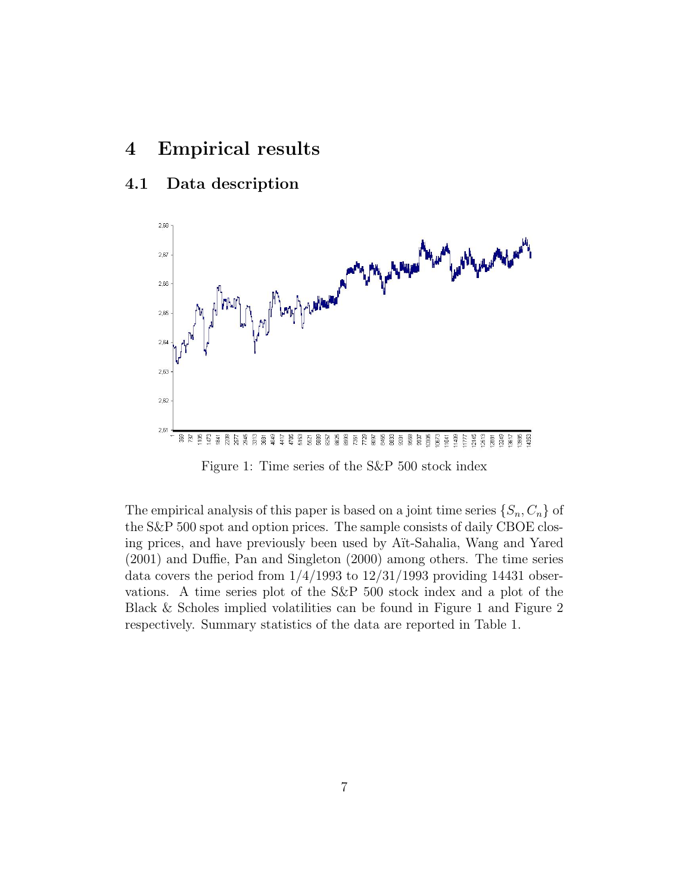# 4 Empirical results

## 4.1 Data description

Figure 1: Time series of the S&P 500 stock index

The empirical analysis of this paper is based on a joint time series $\{S_n, C_n\}$ of the S&P 500 spot and option prices. The sample consists of daily CBOE closing prices, and have previously been used by Aït-Sahalia, Wang and Yared (2001) and Duffie, Pan and Singleton (2000) among others. The time series data covers the period from 1/4/1993 to 12/31/1993 providing 14431 observations. A time series plot of the S&P 500 stock index and a plot of the Black & Scholes implied volatilities can be found in Figure 1 and Figure 2 respectively. Summary statistics of the data are reported in Table 1.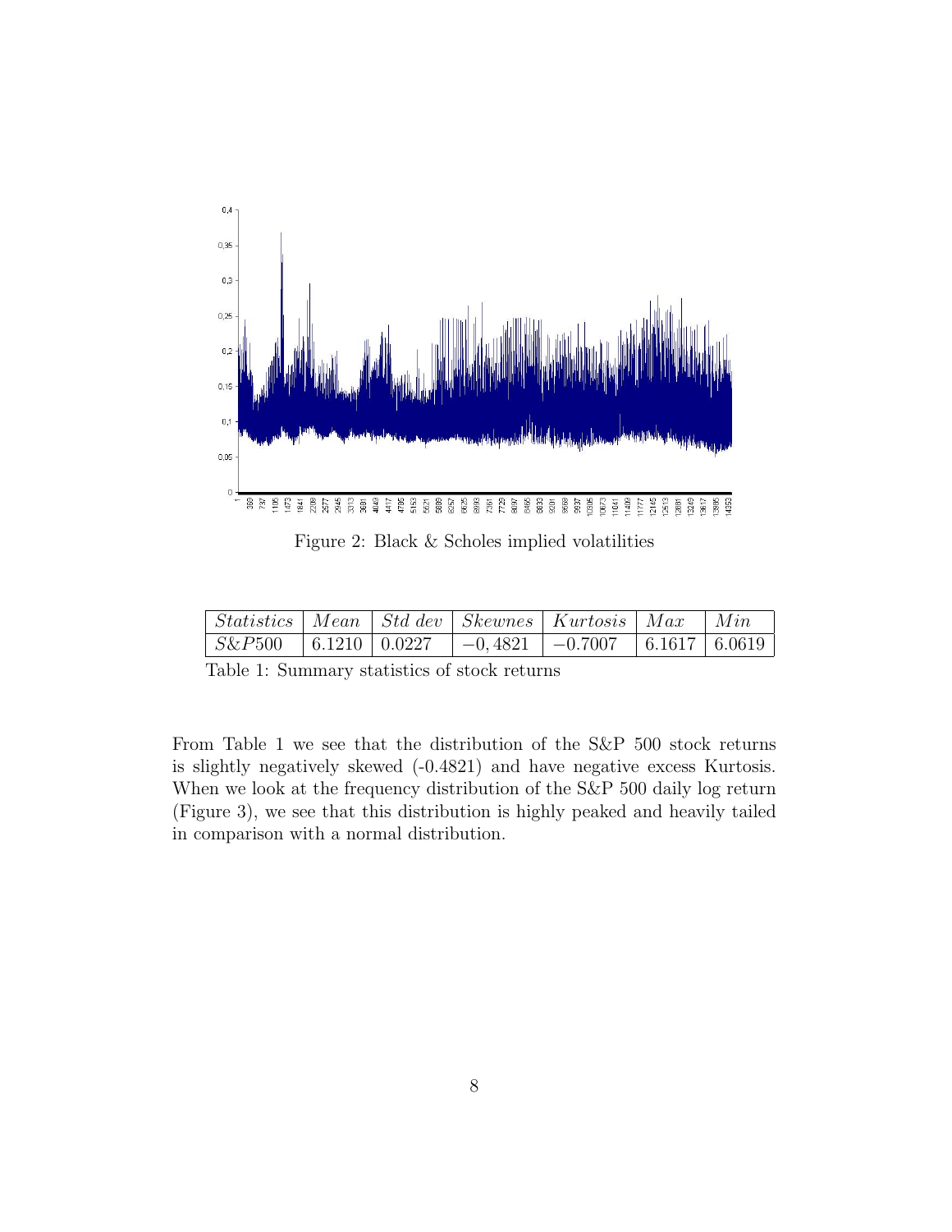Figure 2: Black & Scholes implied volatilities

| $Statistics$ | $Mean$ | $Std\ dev$ | $Skewnes$ | $Kurtosis$ | $Max$ | $Min$ |
|---|---|---|---|---|---|---|
| $S\&P500$ | 6.1210 | 0.0227 | $-0,4821$ | $-0.7007$ | 6.1617 | 6.0619 |

Table 1: Summary statistics of stock returns

From Table 1 we see that the distribution of the S&P 500 stock returns is slightly negatively skewed (-0.4821) and have negative excess Kurtosis. When we look at the frequency distribution of the S&P 500 daily log return (Figure 3), we see that this distribution is highly peaked and heavily tailed in comparison with a normal distribution.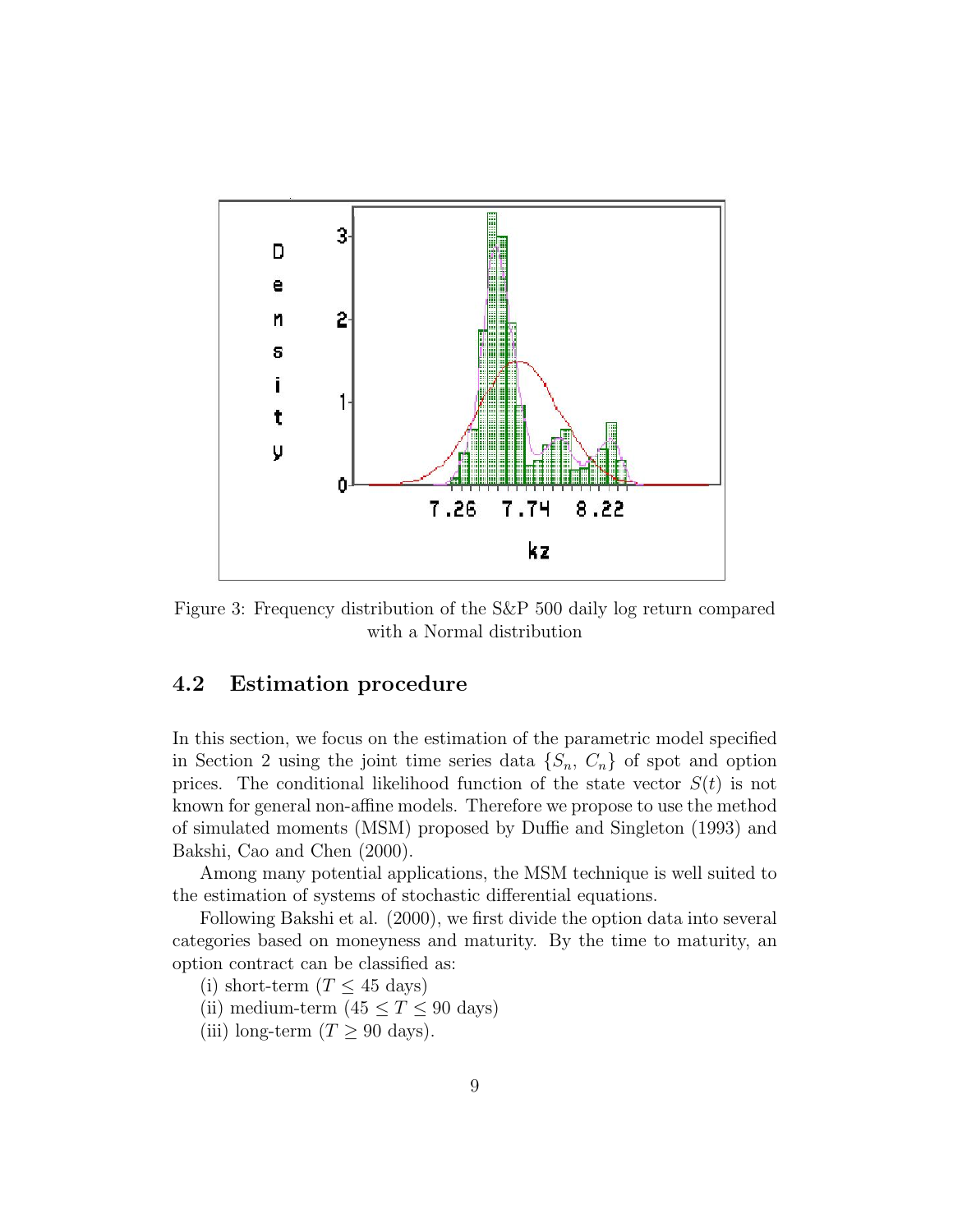Figure 3: Frequency distribution of the S&P 500 daily log return compared with a Normal distribution

## 4.2 Estimation procedure

In this section, we focus on the estimation of the parametric model specified in Section 2 using the joint time series data $\{S_n, C_n\}$ of spot and option prices. The conditional likelihood function of the state vector $S(t)$ is not known for general non-affine models. Therefore we propose to use the method of simulated moments (MSM) proposed by Duffie and Singleton (1993) and Bakshi, Cao and Chen (2000).

Among many potential applications, the MSM technique is well suited to the estimation of systems of stochastic differential equations.

Following Bakshi et al. (2000), we first divide the option data into several categories based on moneyness and maturity. By the time to maturity, an option contract can be classified as:

(i) short-term ($T \leq 45$ days)

(ii) medium-term ($45 \leq T \leq 90$ days)

(iii) long-term ($T \geq 90$ days).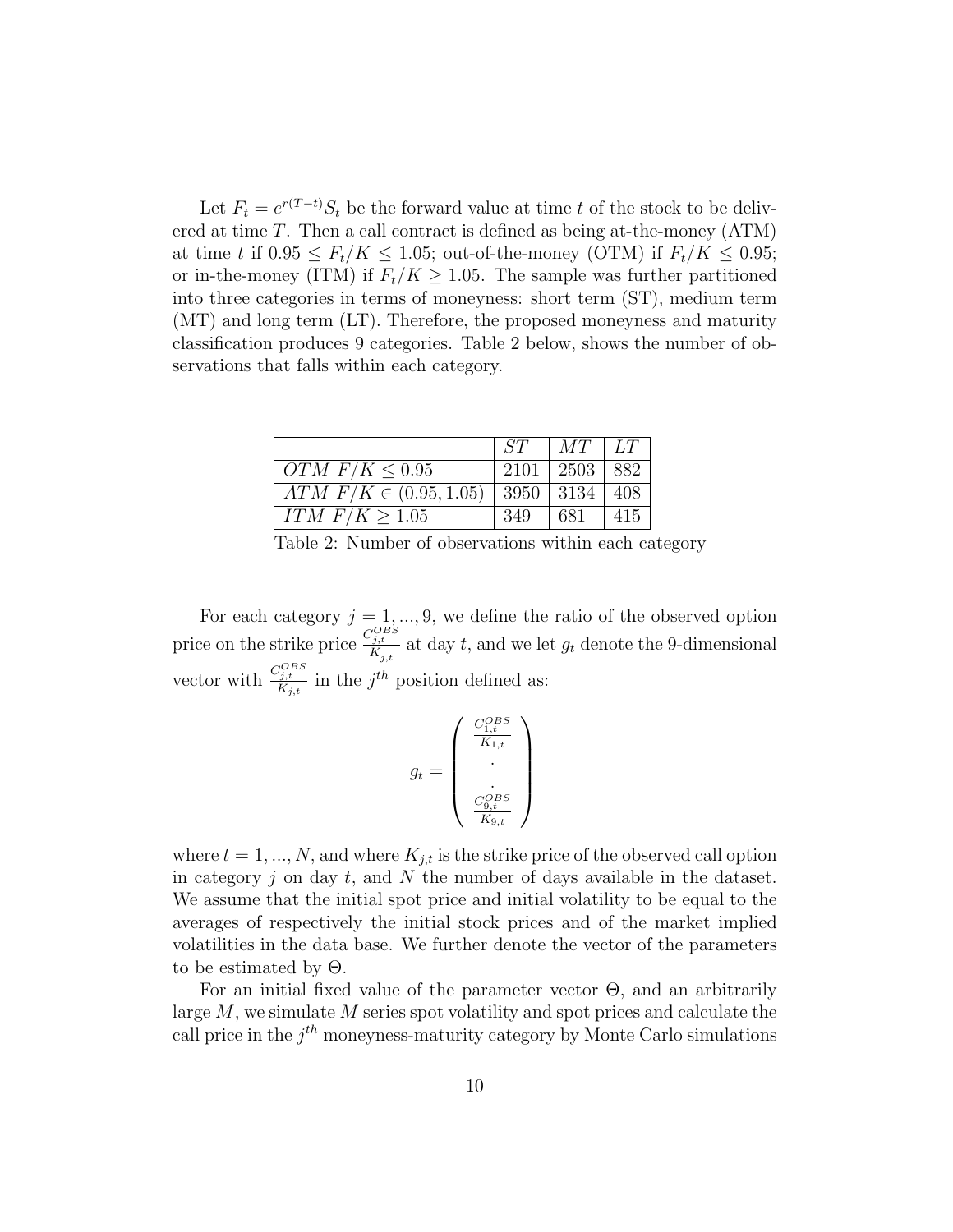Let $F_t = e^{r(T-t)}S_t$ be the forward value at time $t$ of the stock to be delivered at time $T$. Then a call contract is defined as being at-the-money (ATM) at time $t$ if $0.95 \leq F_t/K \leq 1.05$; out-of-the-money (OTM) if $F_t/K \leq 0.95$; or in-the-money (ITM) if $F_t/K \geq 1.05$. The sample was further partitioned into three categories in terms of moneyness: short term (ST), medium term (MT) and long term (LT). Therefore, the proposed moneyness and maturity classification produces 9 categories. Table 2 below, shows the number of observations that falls within each category.

| | $ST$ | $MT$ | $LT$ |
|---|---|---|---|
| $OTM\ F/K \leq 0.95$ | 2101 | 2503 | 882 |
| $ATM\ F/K \in (0.95, 1.05)$ | 3950 | 3134 | 408 |
| $ITM\ F/K \geq 1.05$ | 349 | 681 | 415 |

Table 2: Number of observations within each category

For each category $j = 1, ..., 9$, we define the ratio of the observed option price on the strike price $\frac{C_{j,t}^{OBS}}{K_{j,t}}$ at day $t$, and we let $g_t$ denote the 9-dimensional vector with $\frac{C_{j,t}^{OBS}}{K_{j,t}}$ in the $j^{th}$ position defined as:

$$g_t = \begin{pmatrix} \frac{C_{1,t}^{OBS}}{K_{1,t}} \\ \cdot \\ \cdot \\ \frac{C_{9,t}^{OBS}}{K_{9,t}} \end{pmatrix}$$

where $t = 1, ..., N$, and where $K_{j,t}$ is the strike price of the observed call option in category $j$ on day $t$, and $N$ the number of days available in the dataset. We assume that the initial spot price and initial volatility to be equal to the averages of respectively the initial stock prices and of the market implied volatilities in the data base. We further denote the vector of the parameters to be estimated by $\Theta$.

For an initial fixed value of the parameter vector $\Theta$, and an arbitrarily large $M$, we simulate $M$ series spot volatility and spot prices and calculate the call price in the $j^{th}$ moneyness-maturity category by Monte Carlo simulations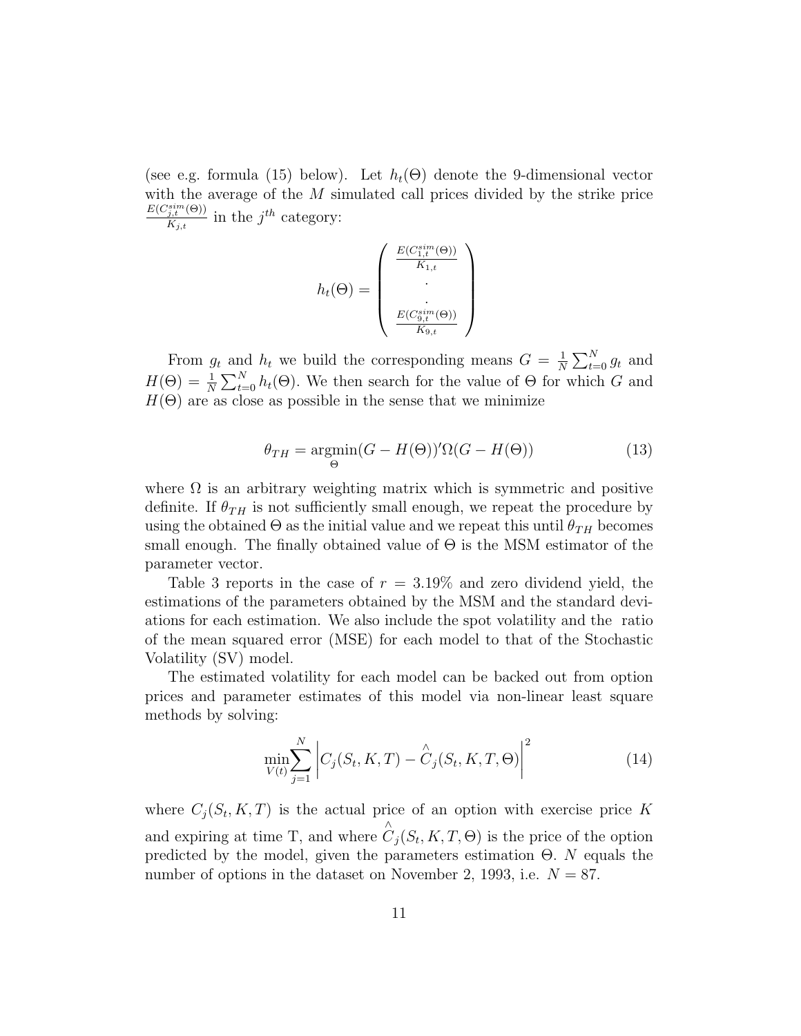(see e.g. formula (15) below). Let $h_t(\Theta)$ denote the 9-dimensional vector with the average of the $M$ simulated call prices divided by the strike price $\frac{E(C^{sim}_{j,t}(\Theta))}{K_{j,t}}$ in the $j^{th}$ category:

$$h_t(\Theta) = \begin{pmatrix} \frac{E(C^{sim}_{1,t}(\Theta))}{K_{1,t}} \\ . \\ . \\ \frac{E(C^{sim}_{9,t}(\Theta))}{K_{9,t}} \end{pmatrix}$$

From $g_t$ and $h_t$ we build the corresponding means $G = \frac{1}{N}\sum_{t=0}^{N} g_t$ and $H(\Theta) = \frac{1}{N}\sum_{t=0}^{N} h_t(\Theta)$. We then search for the value of $\Theta$ for which $G$ and $H(\Theta)$ are as close as possible in the sense that we minimize

$$\theta_{TH} = \underset{\Theta}{\operatorname{argmin}}(G - H(\Theta))'\Omega(G - H(\Theta)) \tag{13}$$

where $\Omega$ is an arbitrary weighting matrix which is symmetric and positive definite. If $\theta_{TH}$ is not sufficiently small enough, we repeat the procedure by using the obtained $\Theta$ as the initial value and we repeat this until $\theta_{TH}$ becomes small enough. The finally obtained value of $\Theta$ is the MSM estimator of the parameter vector.

Table 3 reports in the case of $r = 3.19\%$ and zero dividend yield, the estimations of the parameters obtained by the MSM and the standard deviations for each estimation. We also include the spot volatility and the ratio of the mean squared error (MSE) for each model to that of the Stochastic Volatility (SV) model.

The estimated volatility for each model can be backed out from option prices and parameter estimates of this model via non-linear least square methods by solving:

$$\min_{V(t)} \sum_{j=1}^{N} \left| C_j(S_t, K, T) - \hat{C}_j(S_t, K, T, \Theta) \right|^2 \tag{14}$$

where $C_j(S_t, K, T)$ is the actual price of an option with exercise price $K$ and expiring at time T, and where $\hat{C}_j(S_t, K, T, \Theta)$ is the price of the option predicted by the model, given the parameters estimation $\Theta$. $N$ equals the number of options in the dataset on November 2, 1993, i.e. $N = 87$.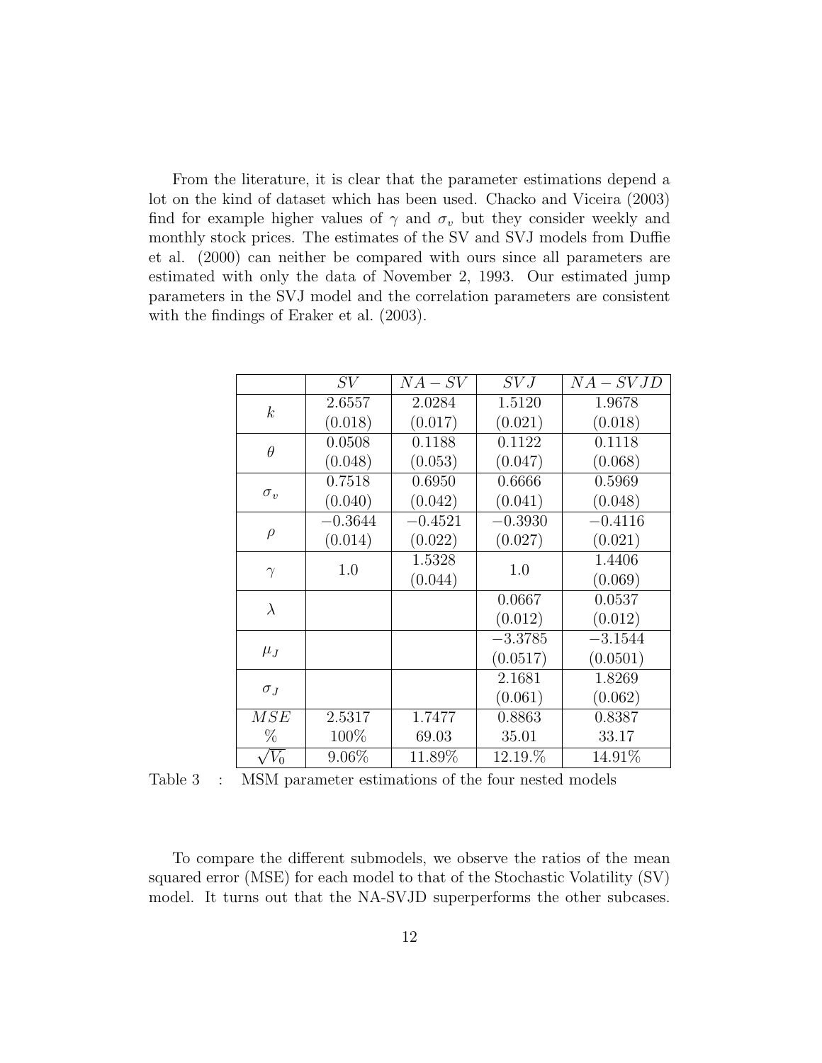From the literature, it is clear that the parameter estimations depend a lot on the kind of dataset which has been used. Chacko and Viceira (2003) find for example higher values of $\gamma$ and $\sigma_v$ but they consider weekly and monthly stock prices. The estimates of the SV and SVJ models from Duffie et al. (2000) can neither be compared with ours since all parameters are estimated with only the data of November 2, 1993. Our estimated jump parameters in the SVJ model and the correlation parameters are consistent with the findings of Eraker et al. (2003).

| | $SV$ | $NA-SV$ | $SVJ$ | $NA-SVJD$ |
|---|---|---|---|---|
| $k$ | 2.6557<br>(0.018) | 2.0284<br>(0.017) | 1.5120<br>(0.021) | 1.9678<br>(0.018) |
| $\theta$ | 0.0508<br>(0.048) | 0.1188<br>(0.053) | 0.1122<br>(0.047) | 0.1118<br>(0.068) |
| $\sigma_v$ | 0.7518<br>(0.040) | 0.6950<br>(0.042) | 0.6666<br>(0.041) | 0.5969<br>(0.048) |
| $\rho$ | $-0.3644$<br>(0.014) | $-0.4521$<br>(0.022) | $-0.3930$<br>(0.027) | $-0.4116$<br>(0.021) |
| $\gamma$ | 1.0 | 1.5328<br>(0.044) | 1.0 | 1.4406<br>(0.069) |
| $\lambda$ | | | 0.0667<br>(0.012) | 0.0537<br>(0.012) |
| $\mu_J$ | | | $-3.3785$<br>(0.0517) | $-3.1544$<br>(0.0501) |
| $\sigma_J$ | | | 2.1681<br>(0.061) | 1.8269<br>(0.062) |
| $MSE$<br>% | 2.5317<br>100% | 1.7477<br>69.03 | 0.8863<br>35.01 | 0.8387<br>33.17 |
| $\sqrt{V_0}$ | 9.06% | 11.89% | 12.19.% | 14.91% |

Table 3 : MSM parameter estimations of the four nested models

To compare the different submodels, we observe the ratios of the mean squared error (MSE) for each model to that of the Stochastic Volatility (SV) model. It turns out that the NA-SVJD superperforms the other subcases.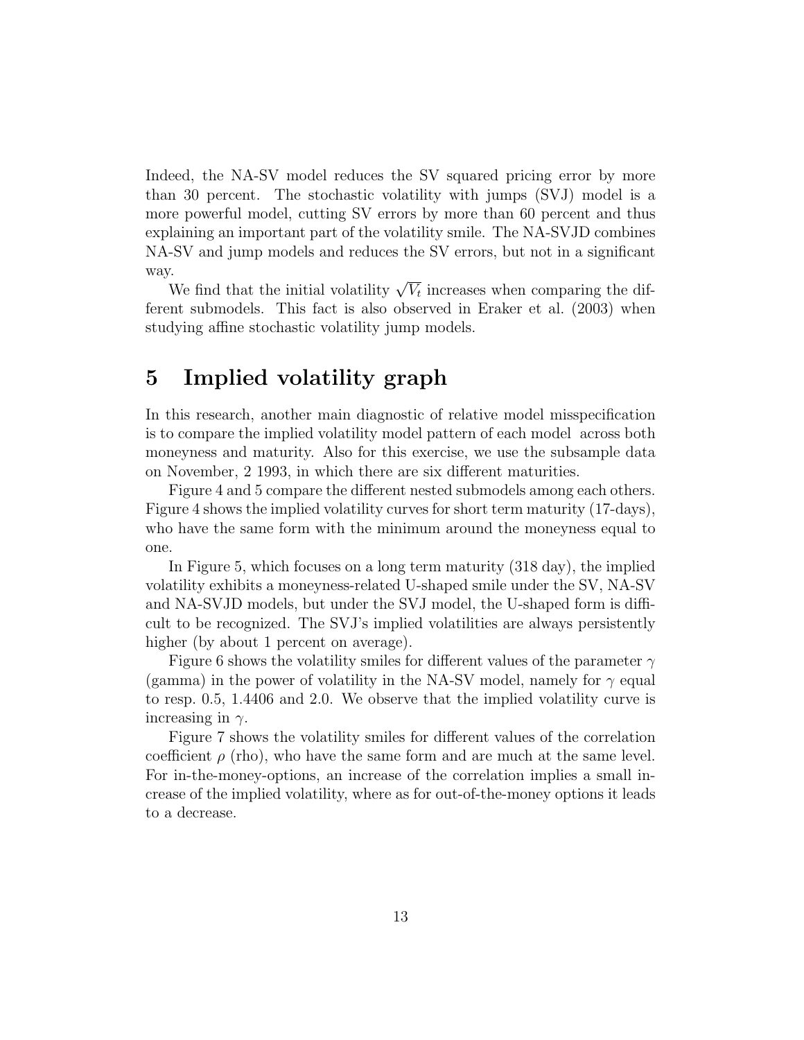Indeed, the NA-SV model reduces the SV squared pricing error by more than 30 percent. The stochastic volatility with jumps (SVJ) model is a more powerful model, cutting SV errors by more than 60 percent and thus explaining an important part of the volatility smile. The NA-SVJD combines NA-SV and jump models and reduces the SV errors, but not in a significant way.

We find that the initial volatility $\sqrt{V_t}$ increases when comparing the different submodels. This fact is also observed in Eraker et al. (2003) when studying affine stochastic volatility jump models.

# 5 Implied volatility graph

In this research, another main diagnostic of relative model misspecification is to compare the implied volatility model pattern of each model across both moneyness and maturity. Also for this exercise, we use the subsample data on November, 2 1993, in which there are six different maturities.

Figure 4 and 5 compare the different nested submodels among each others. Figure 4 shows the implied volatility curves for short term maturity (17-days), who have the same form with the minimum around the moneyness equal to one.

In Figure 5, which focuses on a long term maturity (318 day), the implied volatility exhibits a moneyness-related U-shaped smile under the SV, NA-SV and NA-SVJD models, but under the SVJ model, the U-shaped form is difficult to be recognized. The SVJ's implied volatilities are always persistently higher (by about 1 percent on average).

Figure 6 shows the volatility smiles for different values of the parameter $\gamma$ (gamma) in the power of volatility in the NA-SV model, namely for $\gamma$ equal to resp. 0.5, 1.4406 and 2.0. We observe that the implied volatility curve is increasing in $\gamma$.

Figure 7 shows the volatility smiles for different values of the correlation coefficient $\rho$ (rho), who have the same form and are much at the same level. For in-the-money-options, an increase of the correlation implies a small increase of the implied volatility, where as for out-of-the-money options it leads to a decrease.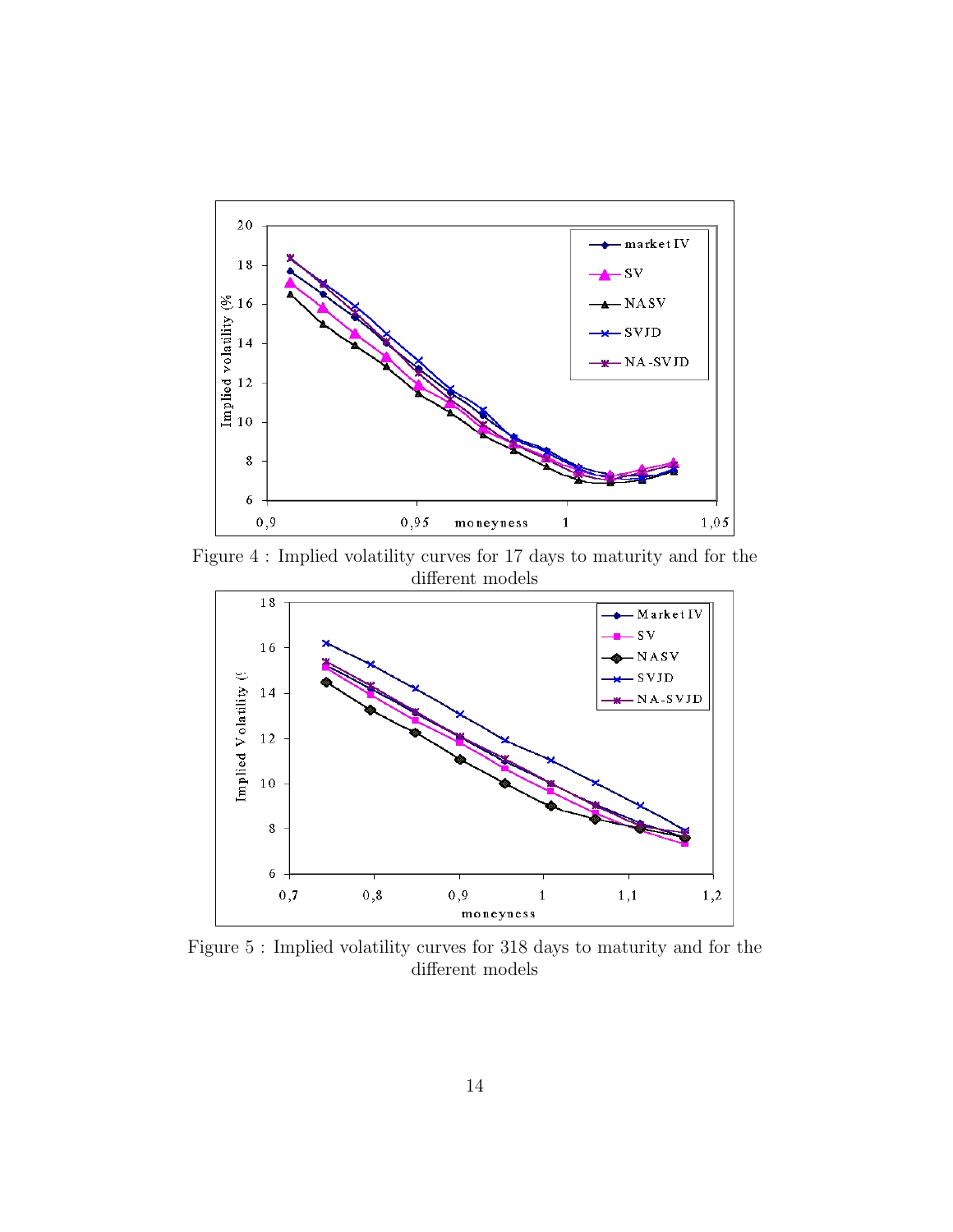Figure 4 : Implied volatility curves for 17 days to maturity and for the different models

Figure 5 : Implied volatility curves for 318 days to maturity and for the different models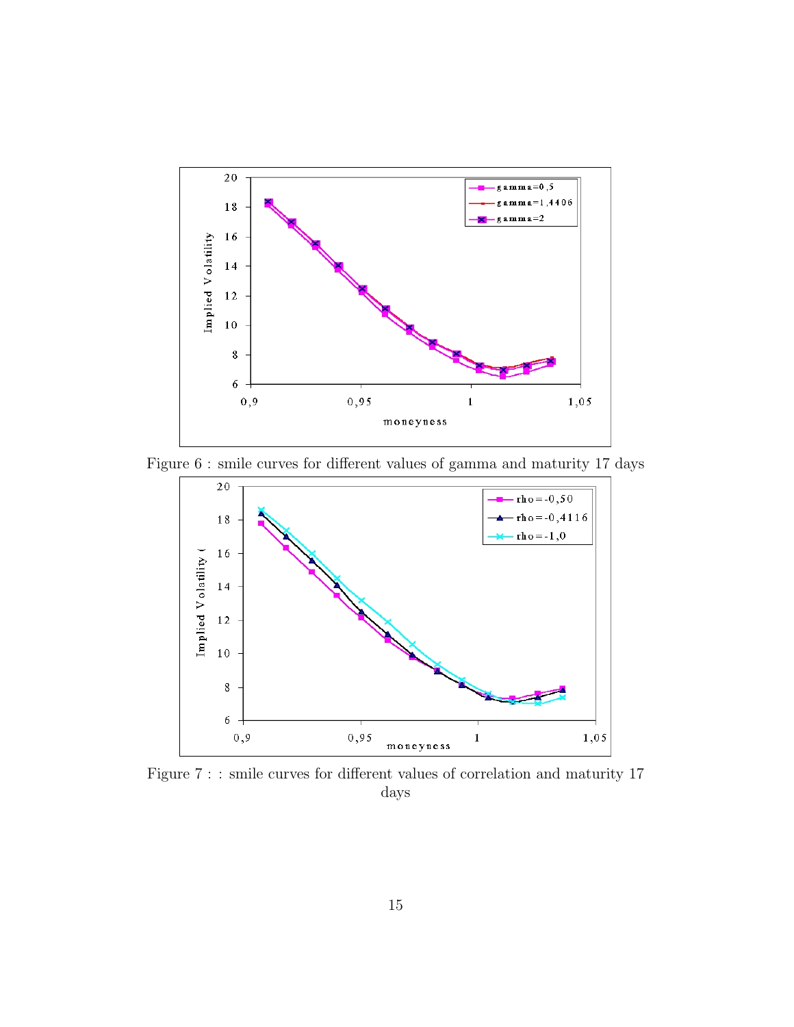Figure 6 : smile curves for different values of gamma and maturity 17 days

Figure 7 : : smile curves for different values of correlation and maturity 17 days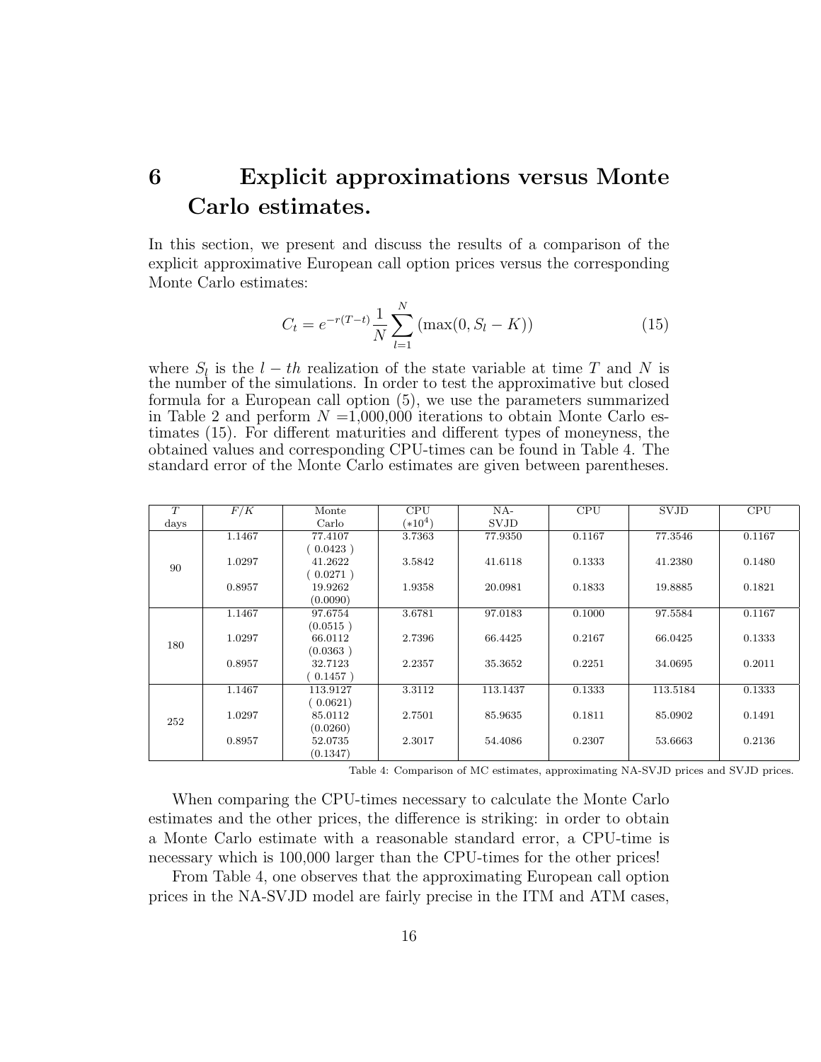# 6 Explicit approximations versus Monte Carlo estimates.

In this section, we present and discuss the results of a comparison of the explicit approximative European call option prices versus the corresponding Monte Carlo estimates:

$$C_t = e^{-r(T-t)} \frac{1}{N} \sum_{l=1}^{N} (\max(0, S_l - K)) \tag{15}$$

where $S_l$ is the $l-th$ realization of the state variable at time $T$ and $N$ is the number of the simulations. In order to test the approximative but closed formula for a European call option (5), we use the parameters summarized in Table 2 and perform $N$ =1,000,000 iterations to obtain Monte Carlo estimates (15). For different maturities and different types of moneyness, the obtained values and corresponding CPU-times can be found in Table 4. The standard error of the Monte Carlo estimates are given between parentheses.

| $T$ days | $F/K$ | Monte Carlo | CPU $(*10^4)$ | NA-SVJD | CPU | SVJD | CPU |
|---|---|---|---|---|---|---|---|
| 90 | 1.1467 | 77.4107 (0.0423) | 3.7363 | 77.9350 | 0.1167 | 77.3546 | 0.1167 |
| | 1.0297 | 41.2622 (0.0271) | 3.5842 | 41.6118 | 0.1333 | 41.2380 | 0.1480 |
| | 0.8957 | 19.9262 (0.0090) | 1.9358 | 20.0981 | 0.1833 | 19.8885 | 0.1821 |
| 180 | 1.1467 | 97.6754 (0.0515) | 3.6781 | 97.0183 | 0.1000 | 97.5584 | 0.1167 |
| | 1.0297 | 66.0112 (0.0363) | 2.7396 | 66.4425 | 0.2167 | 66.0425 | 0.1333 |
| | 0.8957 | 32.7123 (0.1457) | 2.2357 | 35.3652 | 0.2251 | 34.0695 | 0.2011 |
| 252 | 1.1467 | 113.9127 (0.0621) | 3.3112 | 113.1437 | 0.1333 | 113.5184 | 0.1333 |
| | 1.0297 | 85.0112 (0.0260) | 2.7501 | 85.9635 | 0.1811 | 85.0902 | 0.1491 |
| | 0.8957 | 52.0735 (0.1347) | 2.3017 | 54.4086 | 0.2307 | 53.6663 | 0.2136 |

Table 4: Comparison of MC estimates, approximating NA-SVJD prices and SVJD prices.

When comparing the CPU-times necessary to calculate the Monte Carlo estimates and the other prices, the difference is striking: in order to obtain a Monte Carlo estimate with a reasonable standard error, a CPU-time is necessary which is 100,000 larger than the CPU-times for the other prices!

From Table 4, one observes that the approximating European call option prices in the NA-SVJD model are fairly precise in the ITM and ATM cases,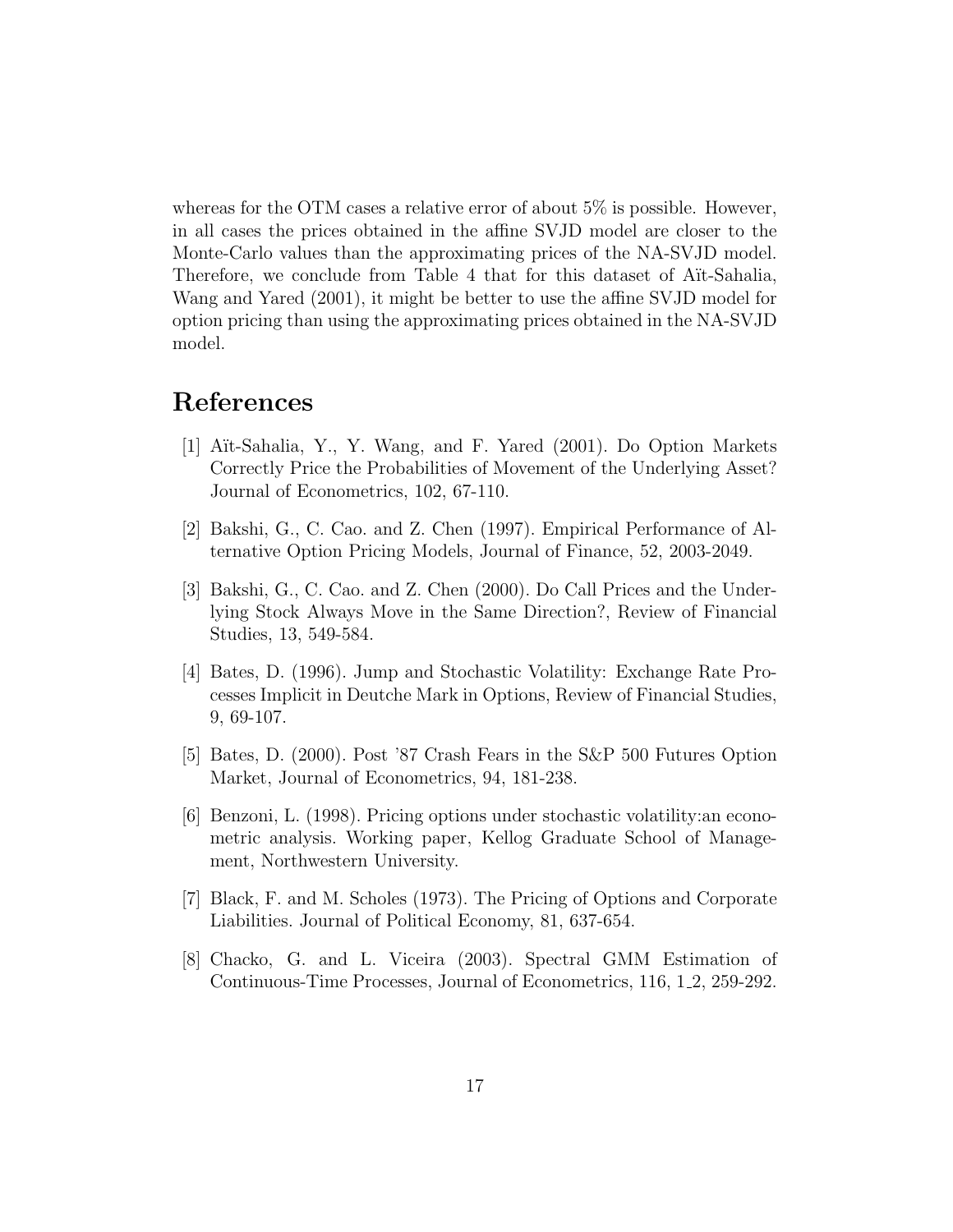whereas for the OTM cases a relative error of about 5% is possible. However, in all cases the prices obtained in the affine SVJD model are closer to the Monte-Carlo values than the approximating prices of the NA-SVJD model. Therefore, we conclude from Table 4 that for this dataset of Aït-Sahalia, Wang and Yared (2001), it might be better to use the affine SVJD model for option pricing than using the approximating prices obtained in the NA-SVJD model.

# References

[1] Aït-Sahalia, Y., Y. Wang, and F. Yared (2001). Do Option Markets Correctly Price the Probabilities of Movement of the Underlying Asset? Journal of Econometrics, 102, 67-110.

[2] Bakshi, G., C. Cao. and Z. Chen (1997). Empirical Performance of Alternative Option Pricing Models, Journal of Finance, 52, 2003-2049.

[3] Bakshi, G., C. Cao. and Z. Chen (2000). Do Call Prices and the Underlying Stock Always Move in the Same Direction?, Review of Financial Studies, 13, 549-584.

[4] Bates, D. (1996). Jump and Stochastic Volatility: Exchange Rate Processes Implicit in Deutche Mark in Options, Review of Financial Studies, 9, 69-107.

[5] Bates, D. (2000). Post '87 Crash Fears in the S&P 500 Futures Option Market, Journal of Econometrics, 94, 181-238.

[6] Benzoni, L. (1998). Pricing options under stochastic volatility:an econometric analysis. Working paper, Kellog Graduate School of Management, Northwestern University.

[7] Black, F. and M. Scholes (1973). The Pricing of Options and Corporate Liabilities. Journal of Political Economy, 81, 637-654.

[8] Chacko, G. and L. Viceira (2003). Spectral GMM Estimation of Continuous-Time Processes, Journal of Econometrics, 116, 1_2, 259-292.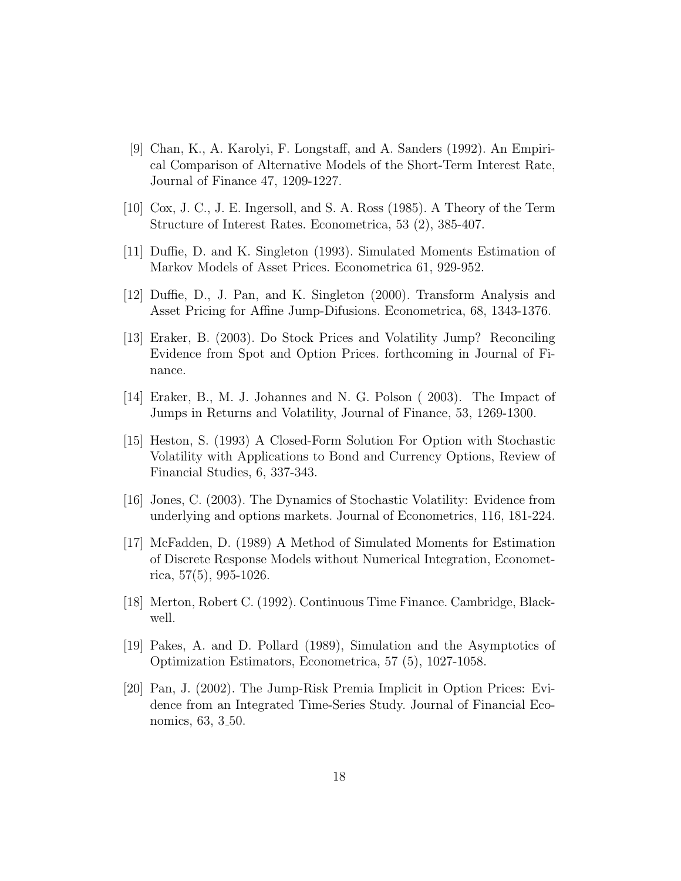[9] Chan, K., A. Karolyi, F. Longstaff, and A. Sanders (1992). An Empirical Comparison of Alternative Models of the Short-Term Interest Rate, Journal of Finance 47, 1209-1227.

[10] Cox, J. C., J. E. Ingersoll, and S. A. Ross (1985). A Theory of the Term Structure of Interest Rates. Econometrica, 53 (2), 385-407.

[11] Duffie, D. and K. Singleton (1993). Simulated Moments Estimation of Markov Models of Asset Prices. Econometrica 61, 929-952.

[12] Duffie, D., J. Pan, and K. Singleton (2000). Transform Analysis and Asset Pricing for Affine Jump-Difusions. Econometrica, 68, 1343-1376.

[13] Eraker, B. (2003). Do Stock Prices and Volatility Jump? Reconciling Evidence from Spot and Option Prices. forthcoming in Journal of Finance.

[14] Eraker, B., M. J. Johannes and N. G. Polson ( 2003). The Impact of Jumps in Returns and Volatility, Journal of Finance, 53, 1269-1300.

[15] Heston, S. (1993) A Closed-Form Solution For Option with Stochastic Volatility with Applications to Bond and Currency Options, Review of Financial Studies, 6, 337-343.

[16] Jones, C. (2003). The Dynamics of Stochastic Volatility: Evidence from underlying and options markets. Journal of Econometrics, 116, 181-224.

[17] McFadden, D. (1989) A Method of Simulated Moments for Estimation of Discrete Response Models without Numerical Integration, Econometrica, 57(5), 995-1026.

[18] Merton, Robert C. (1992). Continuous Time Finance. Cambridge, Blackwell.

[19] Pakes, A. and D. Pollard (1989), Simulation and the Asymptotics of Optimization Estimators, Econometrica, 57 (5), 1027-1058.

[20] Pan, J. (2002). The Jump-Risk Premia Implicit in Option Prices: Evidence from an Integrated Time-Series Study. Journal of Financial Economics, 63, 3_50.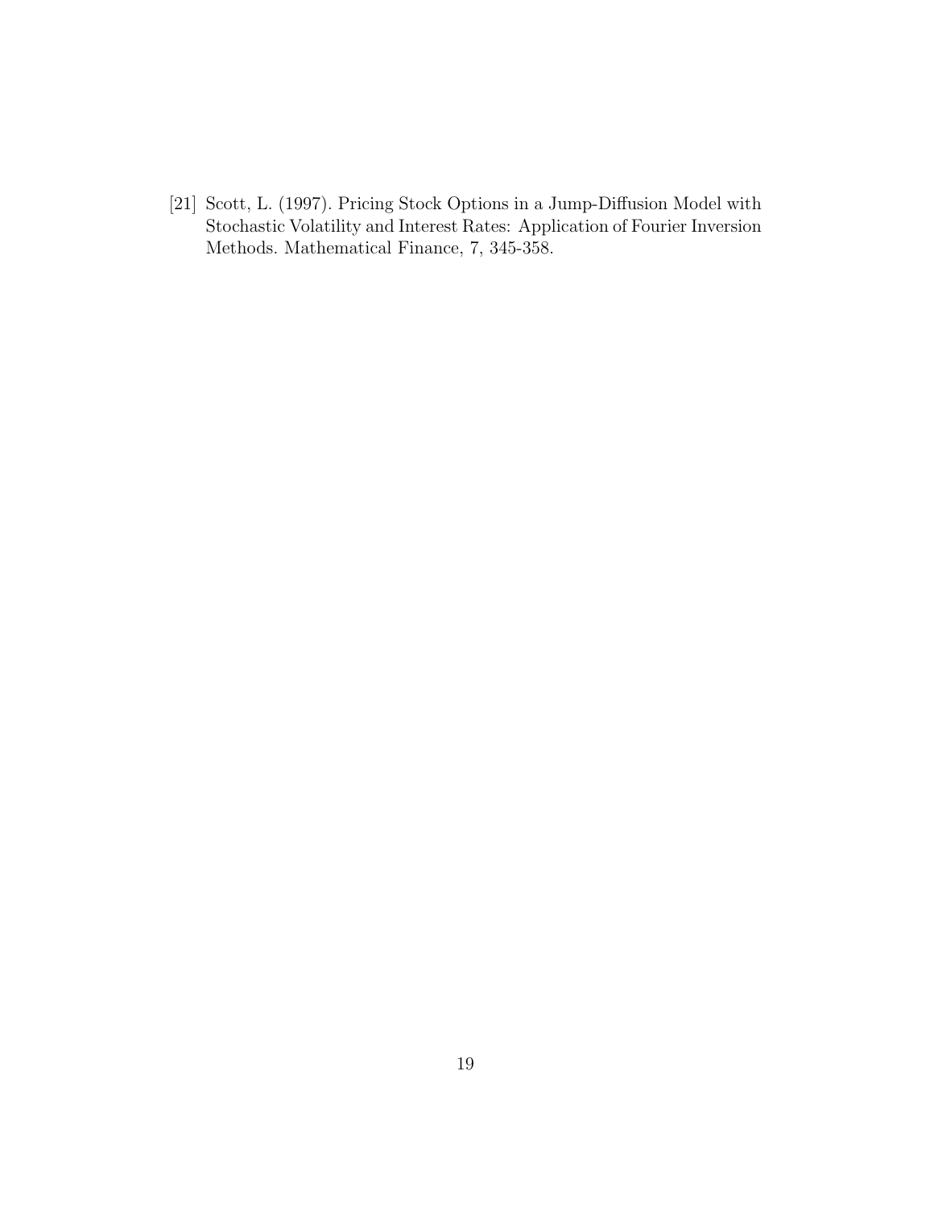[21] Scott, L. (1997). Pricing Stock Options in a Jump-Diffusion Model with Stochastic Volatility and Interest Rates: Application of Fourier Inversion Methods. Mathematical Finance, 7, 345-358.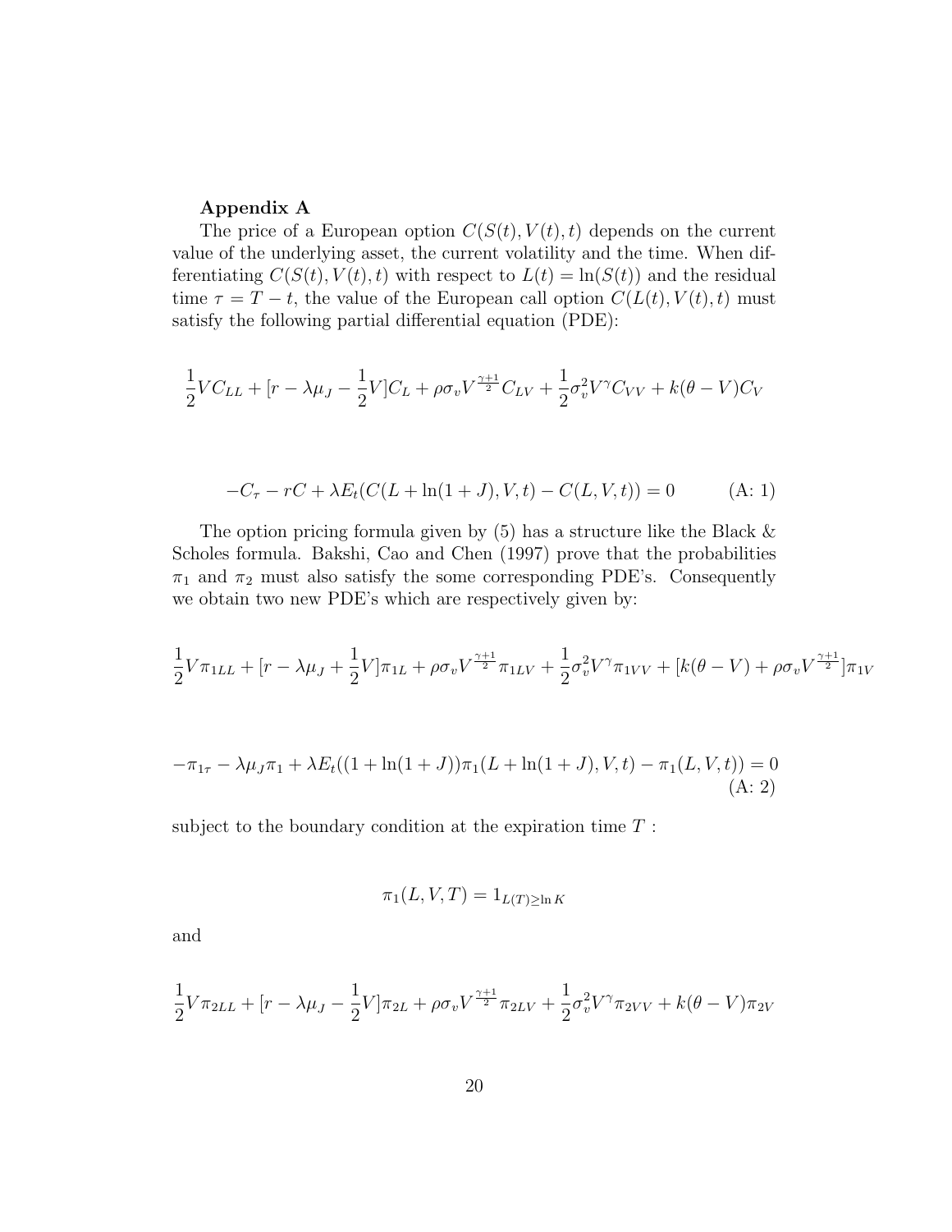**Appendix A**

The price of a European option $C(S(t), V(t), t)$ depends on the current value of the underlying asset, the current volatility and the time. When differentiating $C(S(t), V(t), t)$ with respect to $L(t) = \ln(S(t))$ and the residual time $\tau = T - t$, the value of the European call option $C(L(t), V(t), t)$ must satisfy the following partial differential equation (PDE):

$$\frac{1}{2}VC_{LL} + [r - \lambda\mu_J - \frac{1}{2}V]C_L + \rho\sigma_v V^{\frac{\gamma+1}{2}} C_{LV} + \frac{1}{2}\sigma_v^2 V^{\gamma} C_{VV} + k(\theta - V)C_V$$

$$-C_\tau - rC + \lambda E_t(C(L + \ln(1+J), V, t) - C(L, V, t)) = 0 \qquad \text{(A: 1)}$$

The option pricing formula given by (5) has a structure like the Black & Scholes formula. Bakshi, Cao and Chen (1997) prove that the probabilities $\pi_1$ and $\pi_2$ must also satisfy the some corresponding PDE's. Consequently we obtain two new PDE's which are respectively given by:

$$\frac{1}{2}V\pi_{1LL} + [r - \lambda\mu_J + \frac{1}{2}V]\pi_{1L} + \rho\sigma_v V^{\frac{\gamma+1}{2}} \pi_{1LV} + \frac{1}{2}\sigma_v^2 V^{\gamma} \pi_{1VV} + [k(\theta - V) + \rho\sigma_v V^{\frac{\gamma+1}{2}}]\pi_{1V}$$

$$-\pi_{1\tau} - \lambda\mu_J\pi_1 + \lambda E_t((1 + \ln(1+J))\pi_1(L + \ln(1+J), V, t) - \pi_1(L, V, t)) = 0 \qquad \text{(A: 2)}$$

subject to the boundary condition at the expiration time $T$ :

$$\pi_1(L, V, T) = 1_{L(T) \geq \ln K}$$

and

$$\frac{1}{2}V\pi_{2LL} + [r - \lambda\mu_J - \frac{1}{2}V]\pi_{2L} + \rho\sigma_v V^{\frac{\gamma+1}{2}} \pi_{2LV} + \frac{1}{2}\sigma_v^2 V^{\gamma} \pi_{2VV} + k(\theta - V)\pi_{2V}$$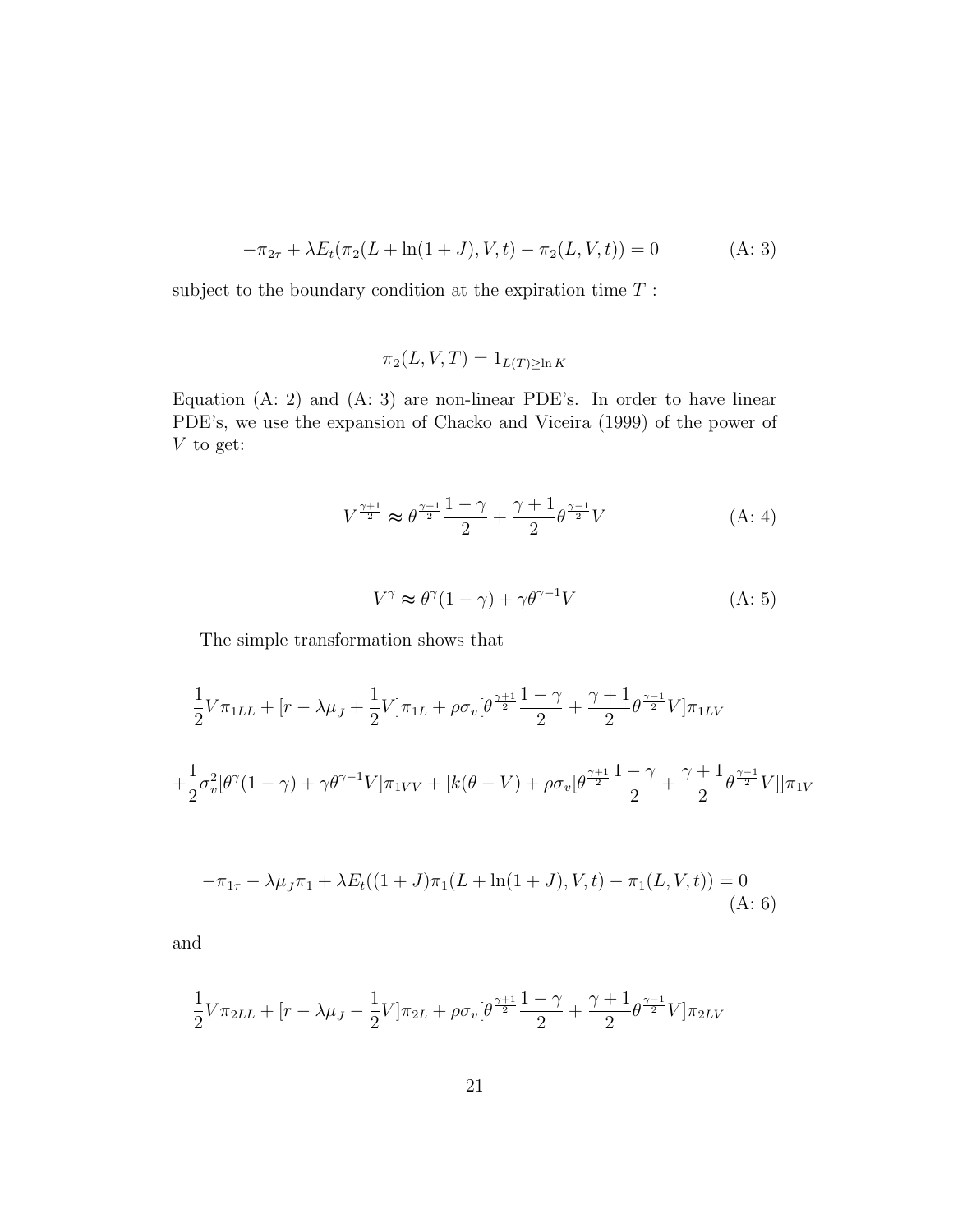$$-\pi_{2\tau} + \lambda E_t(\pi_2(L + \ln(1+J), V, t) - \pi_2(L, V, t)) = 0 \qquad \text{(A: 3)}$$

subject to the boundary condition at the expiration time $T$ :

$$\pi_2(L, V, T) = 1_{L(T) \geq \ln K}$$

Equation (A: 2) and (A: 3) are non-linear PDE's. In order to have linear PDE's, we use the expansion of Chacko and Viceira (1999) of the power of $V$ to get:

$$V^{\frac{\gamma+1}{2}} \approx \theta^{\frac{\gamma+1}{2}} \frac{1-\gamma}{2} + \frac{\gamma+1}{2} \theta^{\frac{\gamma-1}{2}} V \qquad \text{(A: 4)}$$

$$V^{\gamma} \approx \theta^{\gamma}(1-\gamma) + \gamma \theta^{\gamma-1} V \qquad \text{(A: 5)}$$

The simple transformation shows that

$$\frac{1}{2} V \pi_{1LL} + [r - \lambda \mu_J + \frac{1}{2} V] \pi_{1L} + \rho \sigma_v [\theta^{\frac{\gamma+1}{2}} \frac{1-\gamma}{2} + \frac{\gamma+1}{2} \theta^{\frac{\gamma-1}{2}} V] \pi_{1LV}$$

$$+ \frac{1}{2} \sigma_v^2 [\theta^{\gamma}(1-\gamma) + \gamma \theta^{\gamma-1} V] \pi_{1VV} + [k(\theta - V) + \rho \sigma_v [\theta^{\frac{\gamma+1}{2}} \frac{1-\gamma}{2} + \frac{\gamma+1}{2} \theta^{\frac{\gamma-1}{2}} V]] \pi_{1V}$$

$$-\pi_{1\tau} - \lambda \mu_J \pi_1 + \lambda E_t((1+J) \pi_1(L + \ln(1+J), V, t) - \pi_1(L, V, t)) = 0 \qquad \text{(A: 6)}$$

and

$$\frac{1}{2} V \pi_{2LL} + [r - \lambda \mu_J - \frac{1}{2} V] \pi_{2L} + \rho \sigma_v [\theta^{\frac{\gamma+1}{2}} \frac{1-\gamma}{2} + \frac{\gamma+1}{2} \theta^{\frac{\gamma-1}{2}} V] \pi_{2LV}$$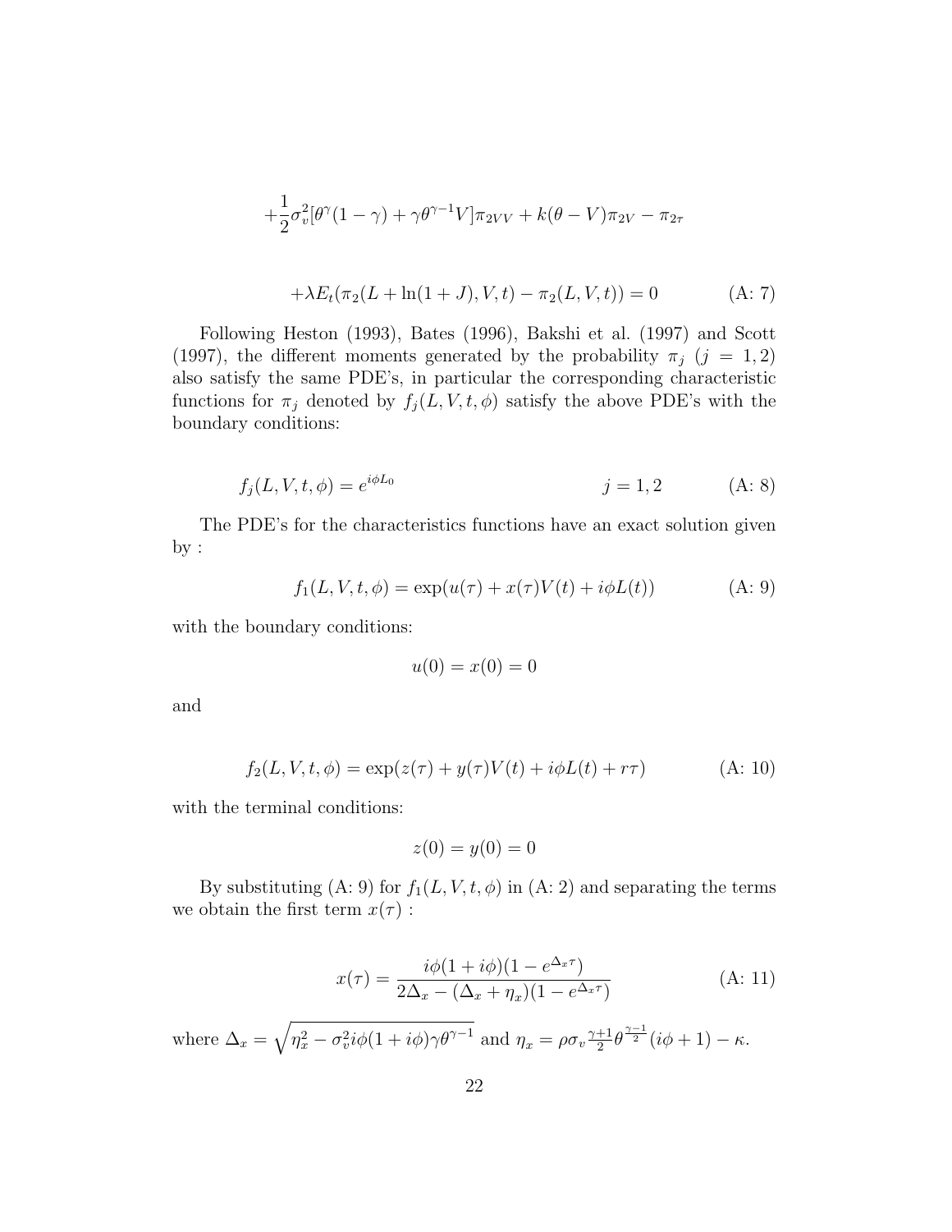$$+\frac{1}{2}\sigma_v^2[\theta^\gamma(1-\gamma)+\gamma\theta^{\gamma-1}V]\pi_{2VV}+k(\theta-V)\pi_{2V}-\pi_{2\tau}$$

$$+\lambda E_t(\pi_2(L+\ln(1+J),V,t)-\pi_2(L,V,t))=0 \qquad \text{(A: 7)}$$

Following Heston (1993), Bates (1996), Bakshi et al. (1997) and Scott (1997), the different moments generated by the probability $\pi_j$ ($j = 1, 2$) also satisfy the same PDE's, in particular the corresponding characteristic functions for $\pi_j$ denoted by $f_j(L, V, t, \phi)$ satisfy the above PDE's with the boundary conditions:

$$f_j(L,V,t,\phi)=e^{i\phi L_0} \qquad j=1,2 \qquad \text{(A: 8)}$$

The PDE's for the characteristics functions have an exact solution given by :

$$f_1(L,V,t,\phi)=\exp(u(\tau)+x(\tau)V(t)+i\phi L(t)) \qquad \text{(A: 9)}$$

with the boundary conditions:

$$u(0)=x(0)=0$$

and

$$f_2(L,V,t,\phi)=\exp(z(\tau)+y(\tau)V(t)+i\phi L(t)+r\tau) \qquad \text{(A: 10)}$$

with the terminal conditions:

$$z(0)=y(0)=0$$

By substituting (A: 9) for $f_1(L, V, t, \phi)$ in (A: 2) and separating the terms we obtain the first term $x(\tau)$ :

$$x(\tau)=\frac{i\phi(1+i\phi)(1-e^{\Delta_x\tau})}{2\Delta_x-(\Delta_x+\eta_x)(1-e^{\Delta_x\tau})} \qquad \text{(A: 11)}$$

where $\Delta_x = \sqrt{\eta_x^2 - \sigma_v^2 i\phi(1+i\phi)\gamma\theta^{\gamma-1}}$ and $\eta_x = \rho\sigma_v\frac{\gamma+1}{2}\theta^{\frac{\gamma-1}{2}}(i\phi+1)-\kappa$.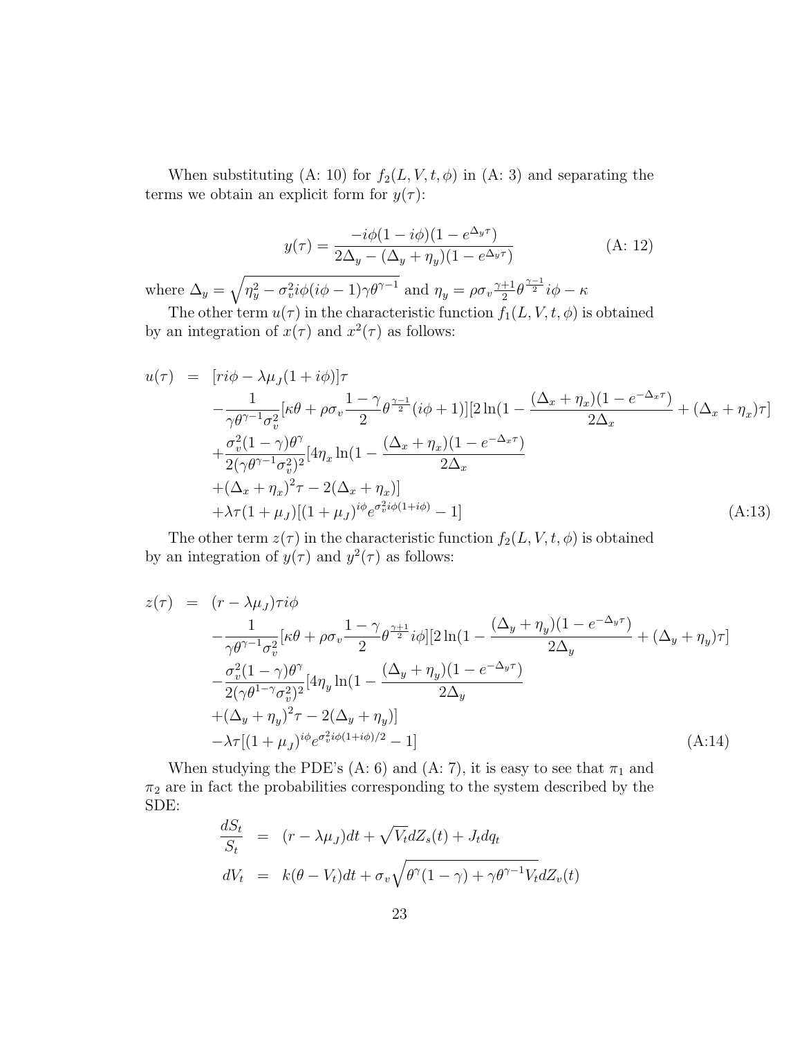When substituting (A: 10) for $f_2(L, V, t, \phi)$ in (A: 3) and separating the terms we obtain an explicit form for $y(\tau)$:

$$y(\tau) = \frac{-i\phi(1-i\phi)(1-e^{\Delta_y \tau})}{2\Delta_y - (\Delta_y + \eta_y)(1-e^{\Delta_y \tau})} \qquad \text{(A: 12)}$$

where $\Delta_y = \sqrt{\eta_y^2 - \sigma_v^2 i\phi(i\phi - 1)\gamma\theta^{\gamma-1}}$ and $\eta_y = \rho\sigma_v \frac{\gamma+1}{2}\theta^{\frac{\gamma-1}{2}} i\phi - \kappa$

The other term $u(\tau)$ in the characteristic function $f_1(L, V, t, \phi)$ is obtained by an integration of $x(\tau)$ and $x^2(\tau)$ as follows:

$$\begin{aligned}
u(\tau) &= [ri\phi - \lambda\mu_J(1+i\phi)]\tau \\
&\quad - \frac{1}{\gamma\theta^{\gamma-1}\sigma_v^2}[\kappa\theta + \rho\sigma_v \frac{1-\gamma}{2}\theta^{\frac{\gamma-1}{2}}(i\phi+1)][2\ln(1 - \frac{(\Delta_x+\eta_x)(1-e^{-\Delta_x\tau})}{2\Delta_x} + (\Delta_x+\eta_x)\tau] \\
&\quad + \frac{\sigma_v^2(1-\gamma)\theta^{\gamma}}{2(\gamma\theta^{\gamma-1}\sigma_v^2)^2}[4\eta_x \ln(1 - \frac{(\Delta_x+\eta_x)(1-e^{-\Delta_x\tau})}{2\Delta_x} \\
&\quad + (\Delta_x+\eta_x)^2\tau - 2(\Delta_x+\eta_x)] \\
&\quad + \lambda\tau(1+\mu_J)[(1+\mu_J)^{i\phi}e^{\sigma_v^2 i\phi(1+i\phi)} - 1]
\end{aligned} \qquad \text{(A:13)}$$

The other term $z(\tau)$ in the characteristic function $f_2(L, V, t, \phi)$ is obtained by an integration of $y(\tau)$ and $y^2(\tau)$ as follows:

$$\begin{aligned}
z(\tau) &= (r - \lambda\mu_J)\tau i\phi \\
&\quad - \frac{1}{\gamma\theta^{\gamma-1}\sigma_v^2}[\kappa\theta + \rho\sigma_v \frac{1-\gamma}{2}\theta^{\frac{\gamma+1}{2}} i\phi][2\ln(1 - \frac{(\Delta_y+\eta_y)(1-e^{-\Delta_y\tau})}{2\Delta_y} + (\Delta_y+\eta_y)\tau] \\
&\quad - \frac{\sigma_v^2(1-\gamma)\theta^{\gamma}}{2(\gamma\theta^{1-\gamma}\sigma_v^2)^2}[4\eta_y \ln(1 - \frac{(\Delta_y+\eta_y)(1-e^{-\Delta_y\tau})}{2\Delta_y} \\
&\quad + (\Delta_y+\eta_y)^2\tau - 2(\Delta_y+\eta_y)] \\
&\quad - \lambda\tau[(1+\mu_J)^{i\phi}e^{\sigma_v^2 i\phi(1+i\phi)/2} - 1]
\end{aligned} \qquad \text{(A:14)}$$

When studying the PDE's (A: 6) and (A: 7), it is easy to see that $\pi_1$ and $\pi_2$ are in fact the probabilities corresponding to the system described by the SDE:

$$\begin{aligned}
\frac{dS_t}{S_t} &= (r - \lambda\mu_J)dt + \sqrt{V_t}dZ_s(t) + J_t dq_t \\
dV_t &= k(\theta - V_t)dt + \sigma_v\sqrt{\theta^{\gamma}(1-\gamma) + \gamma\theta^{\gamma-1}V_t}dZ_v(t)
\end{aligned}$$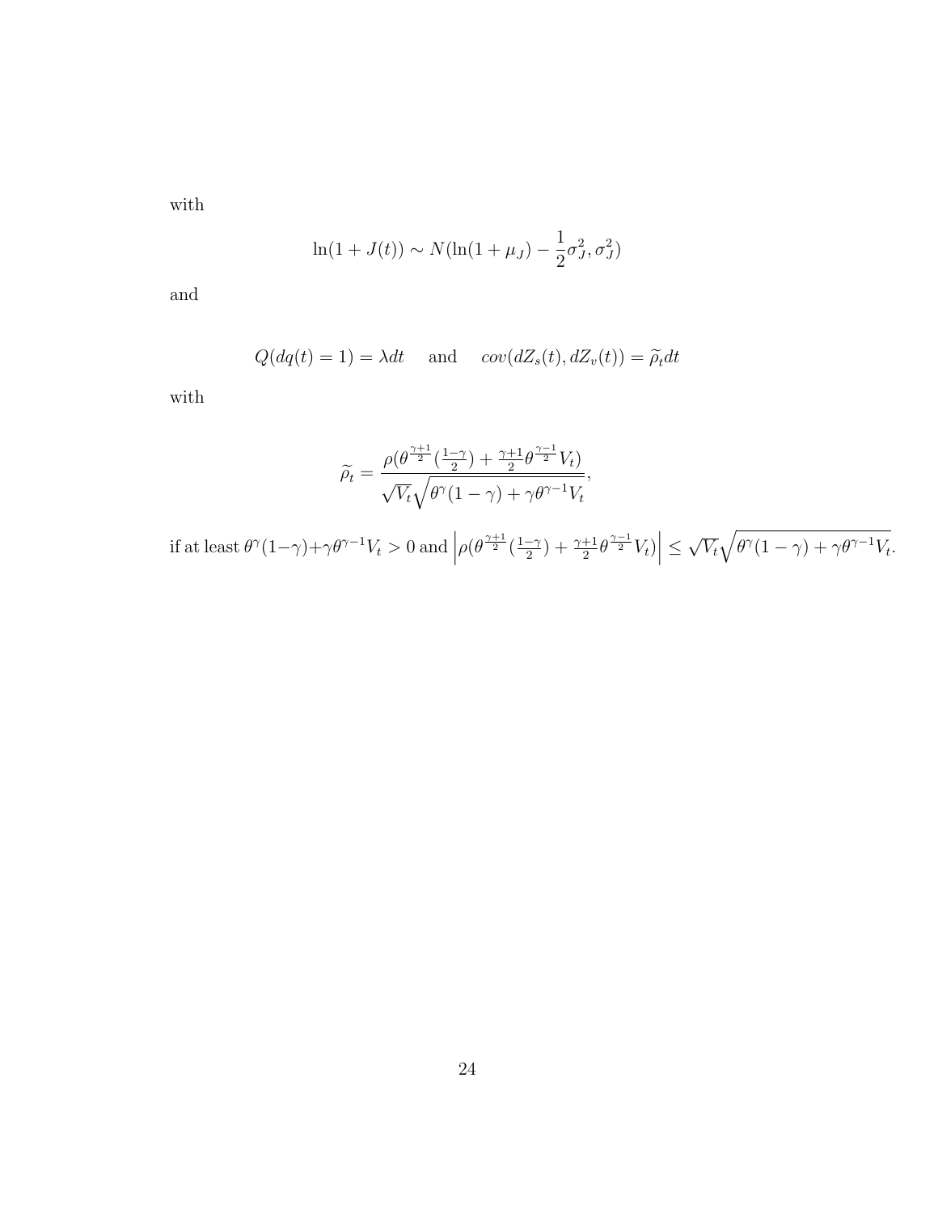with

$$\ln(1 + J(t)) \sim N(\ln(1 + \mu_J) - \frac{1}{2}\sigma_J^2, \sigma_J^2)$$

and

$$Q(dq(t) = 1) = \lambda dt \quad \text{ and } \quad cov(dZ_s(t), dZ_v(t)) = \widetilde{\rho}_t dt$$

with

$$\widetilde{\rho}_t = \frac{\rho(\theta^{\frac{\gamma+1}{2}}(\frac{1-\gamma}{2}) + \frac{\gamma+1}{2}\theta^{\frac{\gamma-1}{2}}V_t)}{\sqrt{V_t}\sqrt{\theta^{\gamma}(1-\gamma) + \gamma\theta^{\gamma-1}V_t}},$$

if at least $\theta^{\gamma}(1-\gamma)+\gamma\theta^{\gamma-1}V_t > 0$ and $\left|\rho(\theta^{\frac{\gamma+1}{2}}(\frac{1-\gamma}{2}) + \frac{\gamma+1}{2}\theta^{\frac{\gamma-1}{2}}V_t)\right| \leq \sqrt{V_t}\sqrt{\theta^{\gamma}(1-\gamma) + \gamma\theta^{\gamma-1}V_t}$.